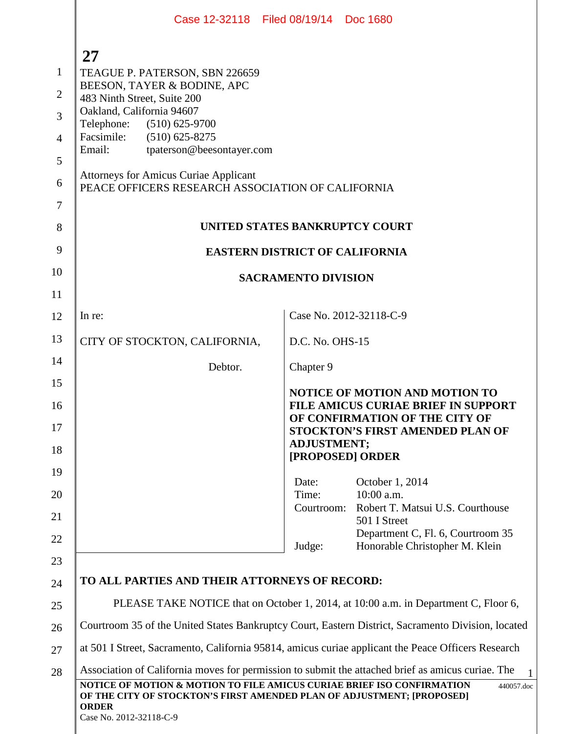TEAGUE P. PATERSON, SBN 226659
BEESON, TAYER & BODINE, APC
483 Ninth Street, Suite 200
Oakland, California 94607
Telephone: (510) 625-9700
Facsimile: (510) 625-8275
Email: tpaterson@beesontayer.com

Attorneys for Amicus Curiae Applicant
PEACE OFFICERS RESEARCH ASSOCIATION OF CALIFORNIA

**UNITED STATES BANKRUPTCY COURT**

**EASTERN DISTRICT OF CALIFORNIA**

**SACRAMENTO DIVISION**

| | |
|---|---|
| In re: | Case No. 2012-32118-C-9 |
| CITY OF STOCKTON, CALIFORNIA, | D.C. No. OHS-15 |
| Debtor. | Chapter 9 |
| | **NOTICE OF MOTION AND MOTION TO FILE AMICUS CURIAE BRIEF IN SUPPORT OF CONFIRMATION OF THE CITY OF STOCKTON'S FIRST AMENDED PLAN OF ADJUSTMENT; [PROPOSED] ORDER** |
| | Date: October 1, 2014<br>Time: 10:00 a.m.<br>Courtroom: Robert T. Matsui U.S. Courthouse, 501 I Street, Department C, Fl. 6, Courtroom 35<br>Judge: Honorable Christopher M. Klein |

**TO ALL PARTIES AND THEIR ATTORNEYS OF RECORD:**

PLEASE TAKE NOTICE that on October 1, 2014, at 10:00 a.m. in Department C, Floor 6, Courtroom 35 of the United States Bankruptcy Court, Eastern District, Sacramento Division, located at 501 I Street, Sacramento, California 95814, amicus curiae applicant the Peace Officers Research Association of California moves for permission to submit the attached brief as amicus curiae. The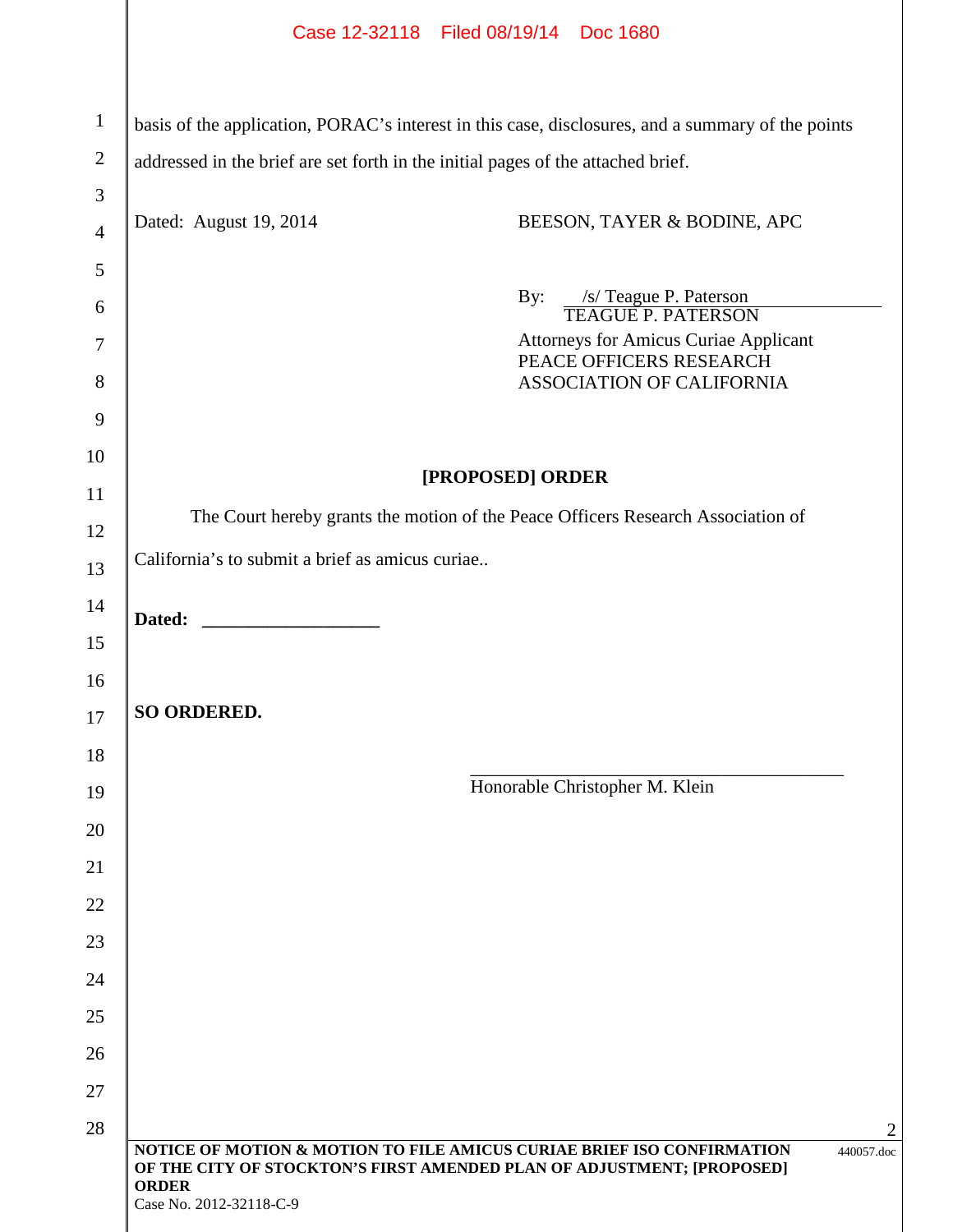basis of the application, PORAC's interest in this case, disclosures, and a summary of the points addressed in the brief are set forth in the initial pages of the attached brief.

Dated: August 19, 2014

BEESON, TAYER & BODINE, APC

By: /s/ Teague P. Paterson
TEAGUE P. PATERSON
Attorneys for Amicus Curiae Applicant
PEACE OFFICERS RESEARCH
ASSOCIATION OF CALIFORNIA

**[PROPOSED] ORDER**

The Court hereby grants the motion of the Peace Officers Research Association of California's to submit a brief as amicus curiae..

**Dated:** ___________________

**SO ORDERED.**

_________________________________________
Honorable Christopher M. Klein

**NOTICE OF MOTION & MOTION TO FILE AMICUS CURIAE BRIEF ISO CONFIRMATION OF THE CITY OF STOCKTON'S FIRST AMENDED PLAN OF ADJUSTMENT; [PROPOSED] ORDER**
Case No. 2012-32118-C-9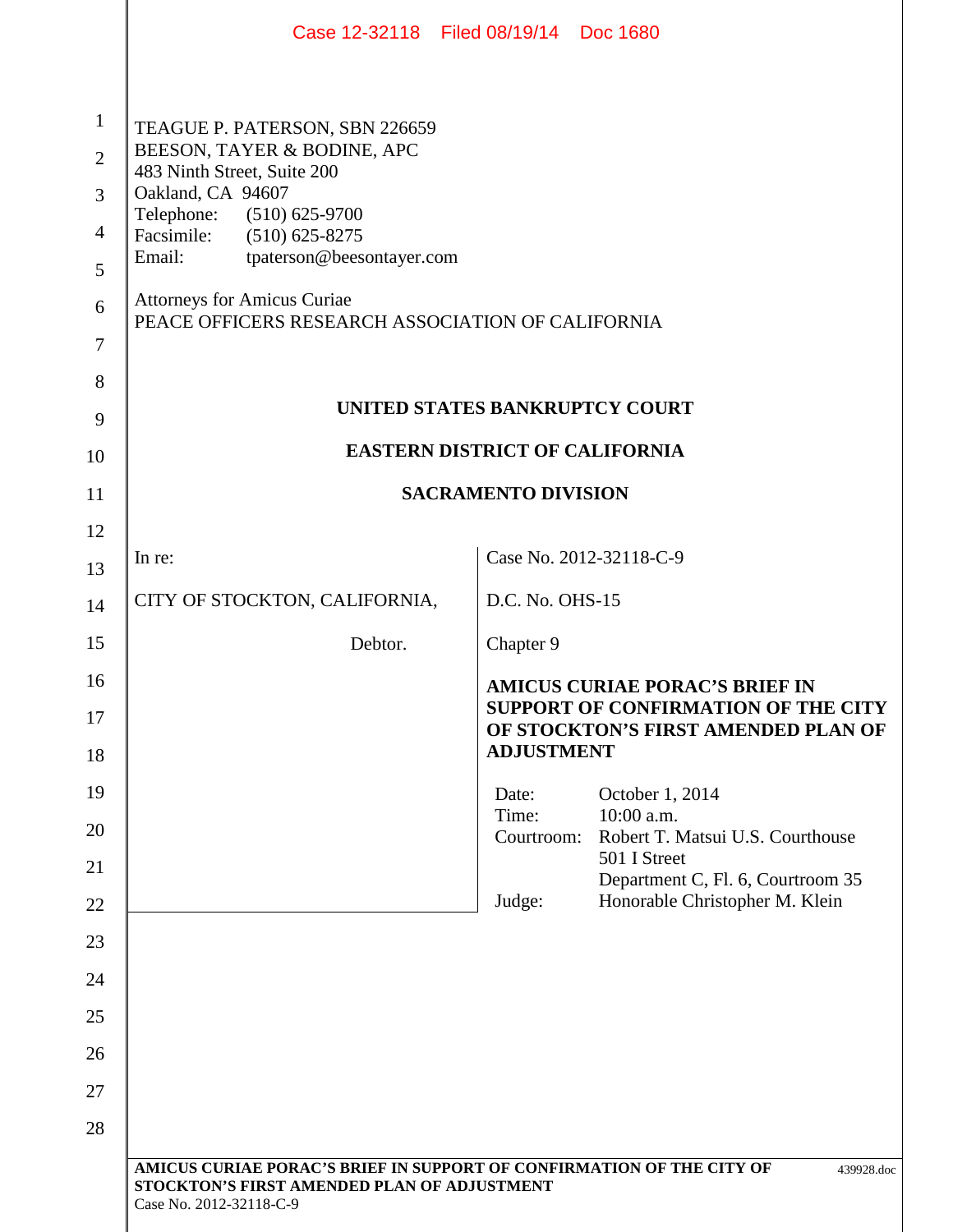TEAGUE P. PATERSON, SBN 226659
BEESON, TAYER & BODINE, APC
483 Ninth Street, Suite 200
Oakland, CA 94607
Telephone: (510) 625-9700
Facsimile: (510) 625-8275
Email: tpaterson@beesontayer.com

Attorneys for Amicus Curiae
PEACE OFFICERS RESEARCH ASSOCIATION OF CALIFORNIA

**UNITED STATES BANKRUPTCY COURT**

**EASTERN DISTRICT OF CALIFORNIA**

**SACRAMENTO DIVISION**

| | |
|---|---|
| In re:<br><br>CITY OF STOCKTON, CALIFORNIA,<br><br>Debtor. | Case No. 2012-32118-C-9<br><br>D.C. No. OHS-15<br><br>Chapter 9<br><br>**AMICUS CURIAE PORAC'S BRIEF IN SUPPORT OF CONFIRMATION OF THE CITY OF STOCKTON'S FIRST AMENDED PLAN OF ADJUSTMENT**<br><br>Date: October 1, 2014<br>Time: 10:00 a.m.<br>Courtroom: Robert T. Matsui U.S. Courthouse, 501 I Street, Department C, Fl. 6, Courtroom 35<br>Judge: Honorable Christopher M. Klein |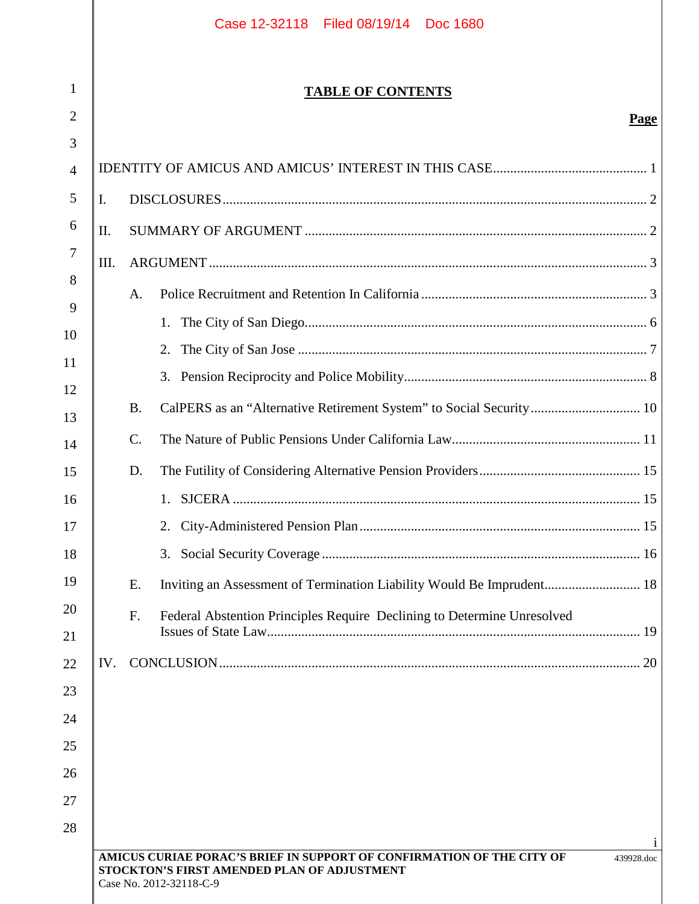# TABLE OF CONTENTS

**Page**

IDENTITY OF AMICUS AND AMICUS' INTEREST IN THIS CASE ..... 1

I. DISCLOSURES ..... 2

II. SUMMARY OF ARGUMENT ..... 2

III. ARGUMENT ..... 3

- A. Police Recruitment and Retention In California ..... 3
  - 1. The City of San Diego ..... 6
  - 2. The City of San Jose ..... 7
  - 3. Pension Reciprocity and Police Mobility ..... 8
- B. CalPERS as an "Alternative Retirement System" to Social Security ..... 10
- C. The Nature of Public Pensions Under California Law ..... 11
- D. The Futility of Considering Alternative Pension Providers ..... 15
  - 1. SJCERA ..... 15
  - 2. City-Administered Pension Plan ..... 15
  - 3. Social Security Coverage ..... 16
- E. Inviting an Assessment of Termination Liability Would Be Imprudent ..... 18
- F. Federal Abstention Principles Require Declining to Determine Unresolved Issues of State Law ..... 19

IV. CONCLUSION ..... 20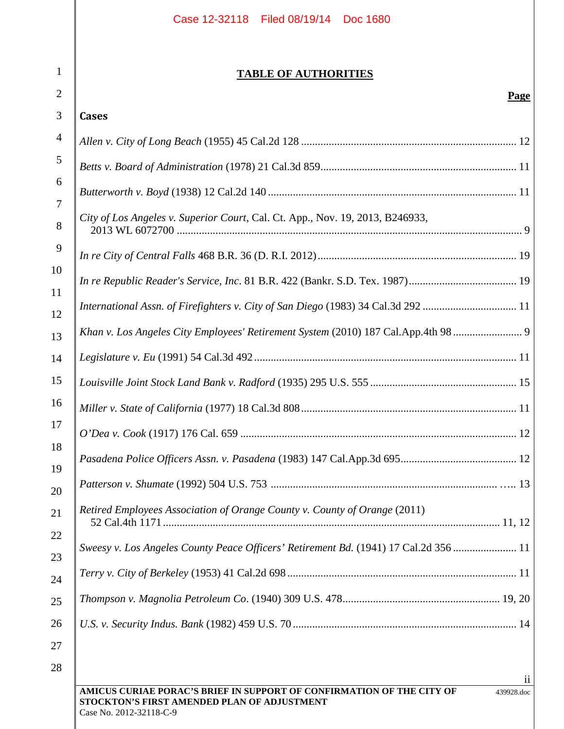## TABLE OF AUTHORITIES

**Page**

### Cases

*Allen v. City of Long Beach* (1955) 45 Cal.2d 128 ..... 12

*Betts v. Board of Administration* (1978) 21 Cal.3d 859 ..... 11

*Butterworth v. Boyd* (1938) 12 Cal.2d 140 ..... 11

*City of Los Angeles v. Superior Court*, Cal. Ct. App., Nov. 19, 2013, B246933, 2013 WL 6072700 ..... 9

*In re City of Central Falls* 468 B.R. 36 (D. R.I. 2012) ..... 19

*In re Republic Reader's Service, Inc*. 81 B.R. 422 (Bankr. S.D. Tex. 1987) ..... 19

*International Assn. of Firefighters v. City of San Diego* (1983) 34 Cal.3d 292 ..... 11

*Khan v. Los Angeles City Employees' Retirement System* (2010) 187 Cal.App.4th 98 ..... 9

*Legislature v. Eu* (1991) 54 Cal.3d 492 ..... 11

*Louisville Joint Stock Land Bank v. Radford* (1935) 295 U.S. 555 ..... 15

*Miller v. State of California* (1977) 18 Cal.3d 808 ..... 11

*O'Dea v. Cook* (1917) 176 Cal. 659 ..... 12

*Pasadena Police Officers Assn. v. Pasadena* (1983) 147 Cal.App.3d 695 ..... 12

*Patterson v. Shumate* (1992) 504 U.S. 753 ..... 13

*Retired Employees Association of Orange County v. County of Orange* (2011) 52 Cal.4th 1171 ..... 11, 12

*Sweesy v. Los Angeles County Peace Officers' Retirement Bd.* (1941) 17 Cal.2d 356 ..... 11

*Terry v. City of Berkeley* (1953) 41 Cal.2d 698 ..... 11

*Thompson v. Magnolia Petroleum Co*. (1940) 309 U.S. 478 ..... 19, 20

*U.S. v. Security Indus. Bank* (1982) 459 U.S. 70 ..... 14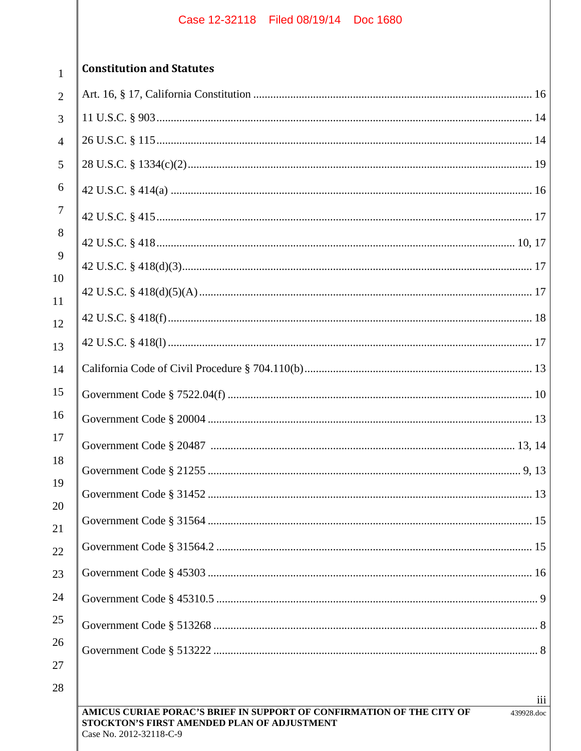**Constitution and Statutes**

Art. 16, § 17, California Constitution .......... 16

11 U.S.C. § 903 .......... 14

26 U.S.C. § 115 .......... 14

28 U.S.C. § 1334(c)(2) .......... 19

42 U.S.C. § 414(a) .......... 16

42 U.S.C. § 415 .......... 17

42 U.S.C. § 418 .......... 10, 17

42 U.S.C. § 418(d)(3) .......... 17

42 U.S.C. § 418(d)(5)(A) .......... 17

42 U.S.C. § 418(f) .......... 18

42 U.S.C. § 418(l) .......... 17

California Code of Civil Procedure § 704.110(b) .......... 13

Government Code § 7522.04(f) .......... 10

Government Code § 20004 .......... 13

Government Code § 20487 .......... 13, 14

Government Code § 21255 .......... 9, 13

Government Code § 31452 .......... 13

Government Code § 31564 .......... 15

Government Code § 31564.2 .......... 15

Government Code § 45303 .......... 16

Government Code § 45310.5 .......... 9

Government Code § 513268 .......... 8

Government Code § 513222 .......... 8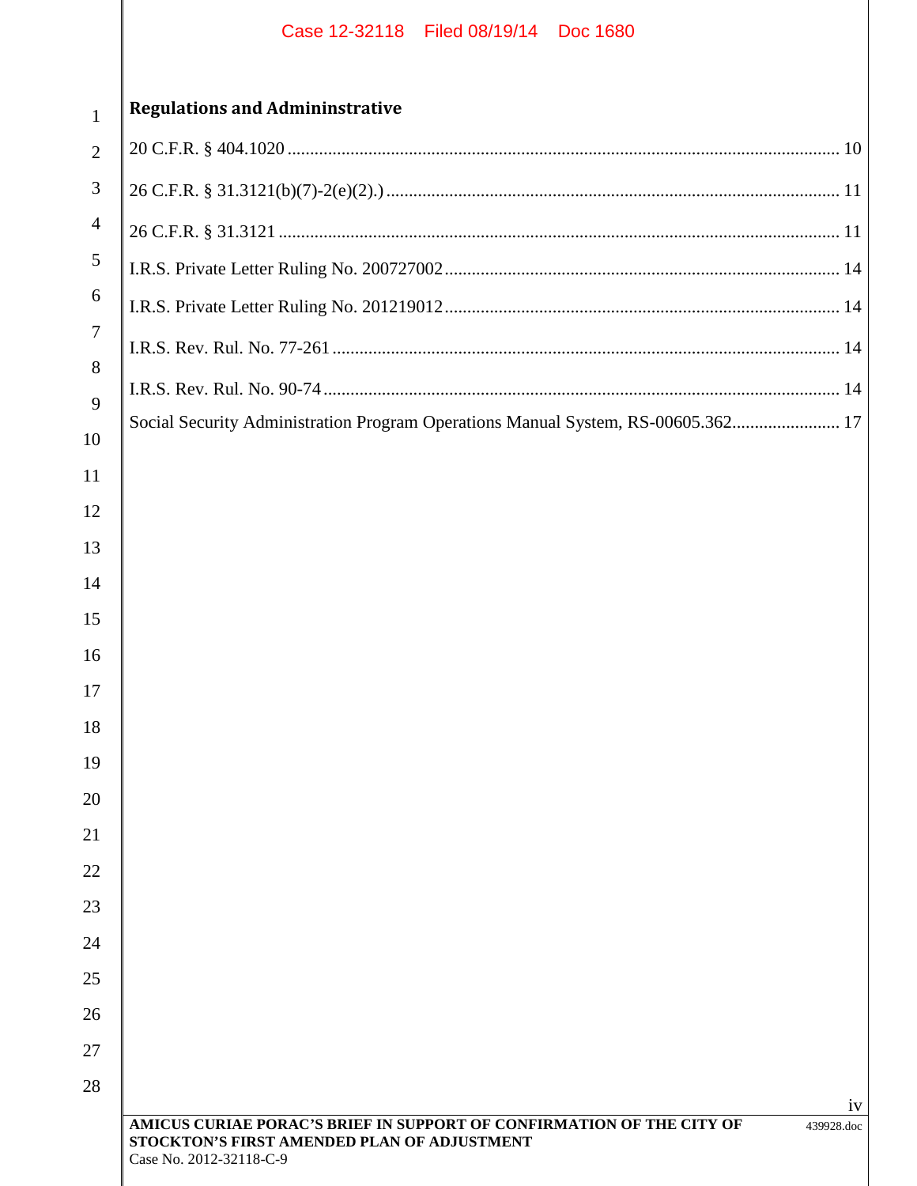**Regulations and Admininstrative**

20 C.F.R. § 404.1020 .......... 10

26 C.F.R. § 31.3121(b)(7)-2(e)(2).) .......... 11

26 C.F.R. § 31.3121 .......... 11

I.R.S. Private Letter Ruling No. 200727002 .......... 14

I.R.S. Private Letter Ruling No. 201219012 .......... 14

I.R.S. Rev. Rul. No. 77-261 .......... 14

I.R.S. Rev. Rul. No. 90-74 .......... 14

Social Security Administration Program Operations Manual System, RS-00605.362 .......... 17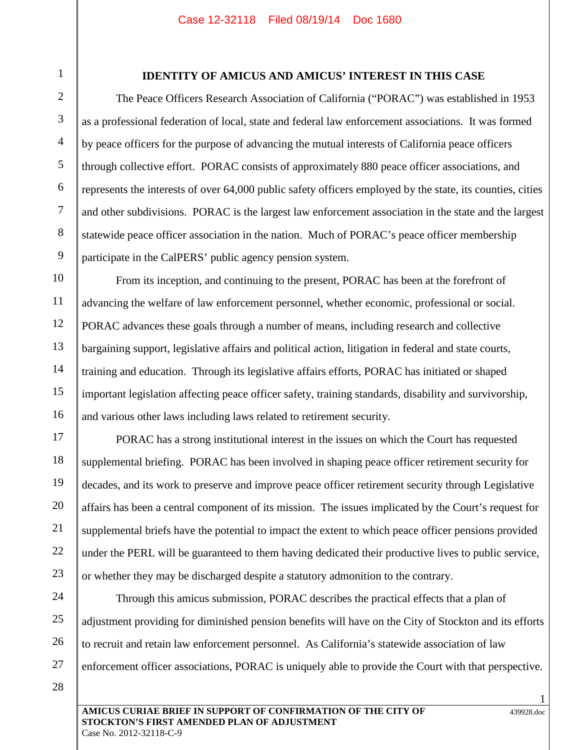## IDENTITY OF AMICUS AND AMICUS' INTEREST IN THIS CASE

The Peace Officers Research Association of California ("PORAC") was established in 1953 as a professional federation of local, state and federal law enforcement associations. It was formed by peace officers for the purpose of advancing the mutual interests of California peace officers through collective effort. PORAC consists of approximately 880 peace officer associations, and represents the interests of over 64,000 public safety officers employed by the state, its counties, cities and other subdivisions. PORAC is the largest law enforcement association in the state and the largest statewide peace officer association in the nation. Much of PORAC's peace officer membership participate in the CalPERS' public agency pension system.

From its inception, and continuing to the present, PORAC has been at the forefront of advancing the welfare of law enforcement personnel, whether economic, professional or social. PORAC advances these goals through a number of means, including research and collective bargaining support, legislative affairs and political action, litigation in federal and state courts, training and education. Through its legislative affairs efforts, PORAC has initiated or shaped important legislation affecting peace officer safety, training standards, disability and survivorship, and various other laws including laws related to retirement security.

PORAC has a strong institutional interest in the issues on which the Court has requested supplemental briefing. PORAC has been involved in shaping peace officer retirement security for decades, and its work to preserve and improve peace officer retirement security through Legislative affairs has been a central component of its mission. The issues implicated by the Court's request for supplemental briefs have the potential to impact the extent to which peace officer pensions provided under the PERL will be guaranteed to them having dedicated their productive lives to public service, or whether they may be discharged despite a statutory admonition to the contrary.

Through this amicus submission, PORAC describes the practical effects that a plan of adjustment providing for diminished pension benefits will have on the City of Stockton and its efforts to recruit and retain law enforcement personnel. As California's statewide association of law enforcement officer associations, PORAC is uniquely able to provide the Court with that perspective.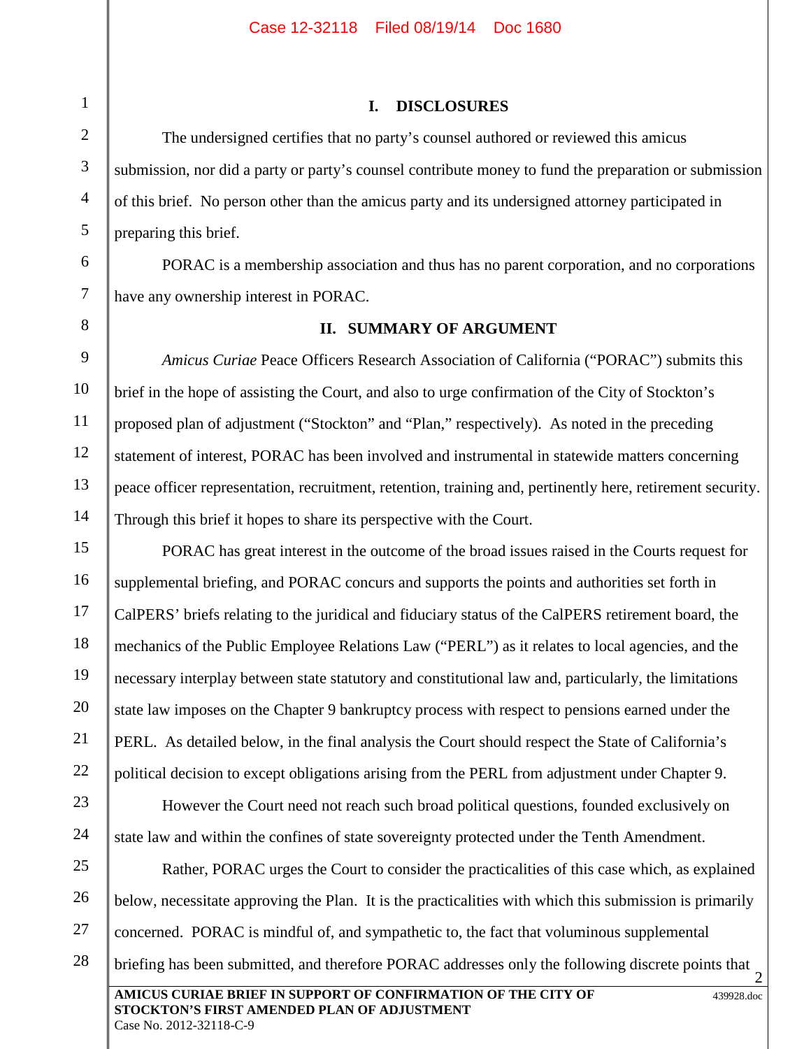## I. DISCLOSURES

The undersigned certifies that no party's counsel authored or reviewed this amicus submission, nor did a party or party's counsel contribute money to fund the preparation or submission of this brief. No person other than the amicus party and its undersigned attorney participated in preparing this brief.

PORAC is a membership association and thus has no parent corporation, and no corporations have any ownership interest in PORAC.

## II. SUMMARY OF ARGUMENT

*Amicus Curiae* Peace Officers Research Association of California ("PORAC") submits this brief in the hope of assisting the Court, and also to urge confirmation of the City of Stockton's proposed plan of adjustment ("Stockton" and "Plan," respectively). As noted in the preceding statement of interest, PORAC has been involved and instrumental in statewide matters concerning peace officer representation, recruitment, retention, training and, pertinently here, retirement security. Through this brief it hopes to share its perspective with the Court.

PORAC has great interest in the outcome of the broad issues raised in the Courts request for supplemental briefing, and PORAC concurs and supports the points and authorities set forth in CalPERS' briefs relating to the juridical and fiduciary status of the CalPERS retirement board, the mechanics of the Public Employee Relations Law ("PERL") as it relates to local agencies, and the necessary interplay between state statutory and constitutional law and, particularly, the limitations state law imposes on the Chapter 9 bankruptcy process with respect to pensions earned under the PERL. As detailed below, in the final analysis the Court should respect the State of California's political decision to except obligations arising from the PERL from adjustment under Chapter 9.

However the Court need not reach such broad political questions, founded exclusively on state law and within the confines of state sovereignty protected under the Tenth Amendment.

Rather, PORAC urges the Court to consider the practicalities of this case which, as explained below, necessitate approving the Plan. It is the practicalities with which this submission is primarily concerned. PORAC is mindful of, and sympathetic to, the fact that voluminous supplemental briefing has been submitted, and therefore PORAC addresses only the following discrete points that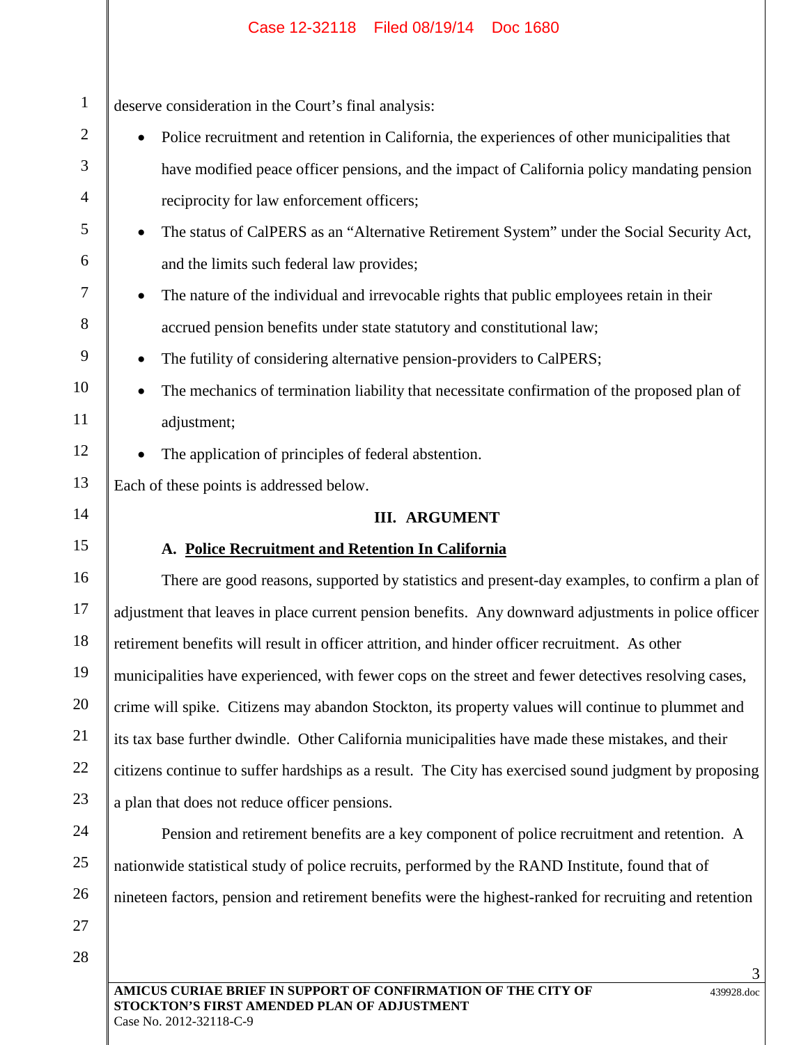deserve consideration in the Court's final analysis:

- Police recruitment and retention in California, the experiences of other municipalities that have modified peace officer pensions, and the impact of California policy mandating pension reciprocity for law enforcement officers;
- The status of CalPERS as an "Alternative Retirement System" under the Social Security Act, and the limits such federal law provides;
- The nature of the individual and irrevocable rights that public employees retain in their accrued pension benefits under state statutory and constitutional law;
- The futility of considering alternative pension-providers to CalPERS;
- The mechanics of termination liability that necessitate confirmation of the proposed plan of adjustment;
- The application of principles of federal abstention.

Each of these points is addressed below.

## III. ARGUMENT

### A. Police Recruitment and Retention In California

There are good reasons, supported by statistics and present-day examples, to confirm a plan of adjustment that leaves in place current pension benefits. Any downward adjustments in police officer retirement benefits will result in officer attrition, and hinder officer recruitment. As other municipalities have experienced, with fewer cops on the street and fewer detectives resolving cases, crime will spike. Citizens may abandon Stockton, its property values will continue to plummet and its tax base further dwindle. Other California municipalities have made these mistakes, and their citizens continue to suffer hardships as a result. The City has exercised sound judgment by proposing a plan that does not reduce officer pensions.

Pension and retirement benefits are a key component of police recruitment and retention. A nationwide statistical study of police recruits, performed by the RAND Institute, found that of nineteen factors, pension and retirement benefits were the highest-ranked for recruiting and retention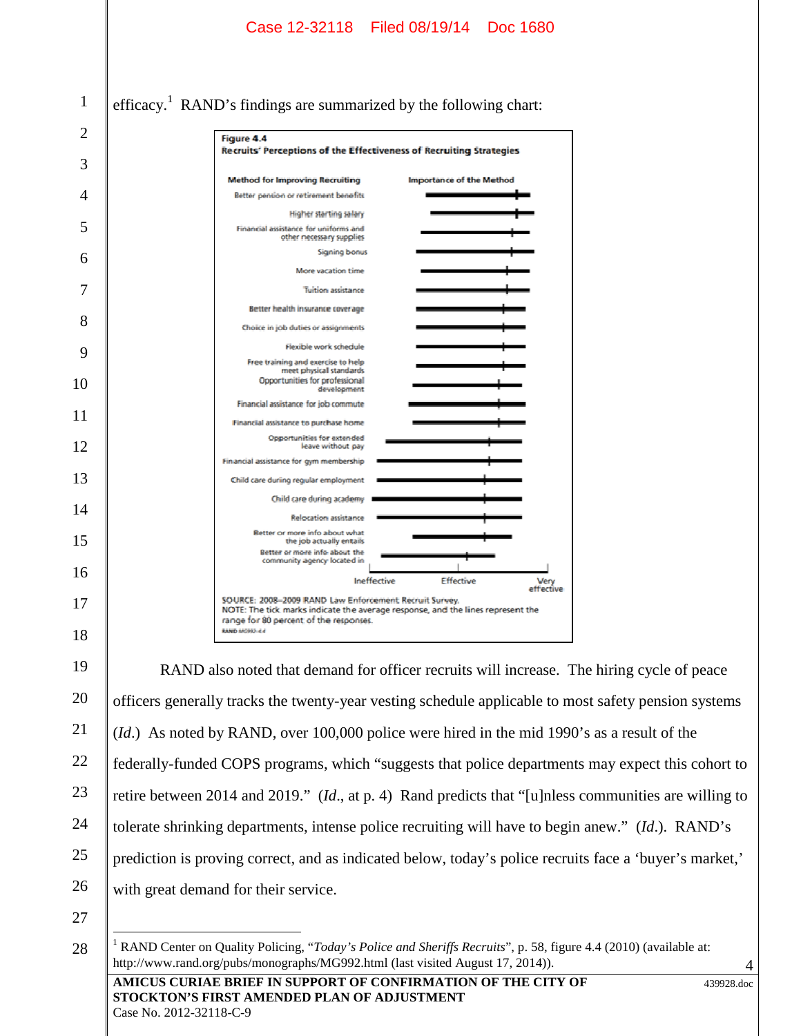efficacy.[1] RAND's findings are summarized by the following chart:

**Figure 4.4**
**Recruits' Perceptions of the Effectiveness of Recruiting Strategies**

| Method for Improving Recruiting | Importance of the Method |
|---|---|
| Better pension or retirement benefits | |
| Higher starting salary | |
| Financial assistance for uniforms and other necessary supplies | |
| Signing bonus | |
| More vacation time | |
| Tuition assistance | |
| Better health insurance coverage | |
| Choice in job duties or assignments | |
| Flexible work schedule | |
| Free training and exercise to help meet physical standards | |
| Opportunities for professional development | |
| Financial assistance for job commute | |
| Financial assistance to purchase home | |
| Opportunities for extended leave without pay | |
| Financial assistance for gym membership | |
| Child care during regular employment | |
| Child care during academy | |
| Relocation assistance | |
| Better or more info about what the job actually entails | |
| Better or more info about the community agency located in | |

Scale: Ineffective — Effective — Very effective

SOURCE: 2008–2009 RAND Law Enforcement Recruit Survey.
NOTE: The tick marks indicate the average response, and the lines represent the range for 80 percent of the responses.
RAND MG992-4.4

RAND also noted that demand for officer recruits will increase. The hiring cycle of peace officers generally tracks the twenty-year vesting schedule applicable to most safety pension systems (*Id.*) As noted by RAND, over 100,000 police were hired in the mid 1990's as a result of the federally-funded COPS programs, which "suggests that police departments may expect this cohort to retire between 2014 and 2019." (*Id.*, at p. 4) Rand predicts that "[u]nless communities are willing to tolerate shrinking departments, intense police recruiting will have to begin anew." (*Id.*). RAND's prediction is proving correct, and as indicated below, today's police recruits face a 'buyer's market,' with great demand for their service.

[1] RAND Center on Quality Policing, "*Today's Police and Sheriffs Recruits*", p. 58, figure 4.4 (2010) (available at: http://www.rand.org/pubs/monographs/MG992.html (last visited August 17, 2014)).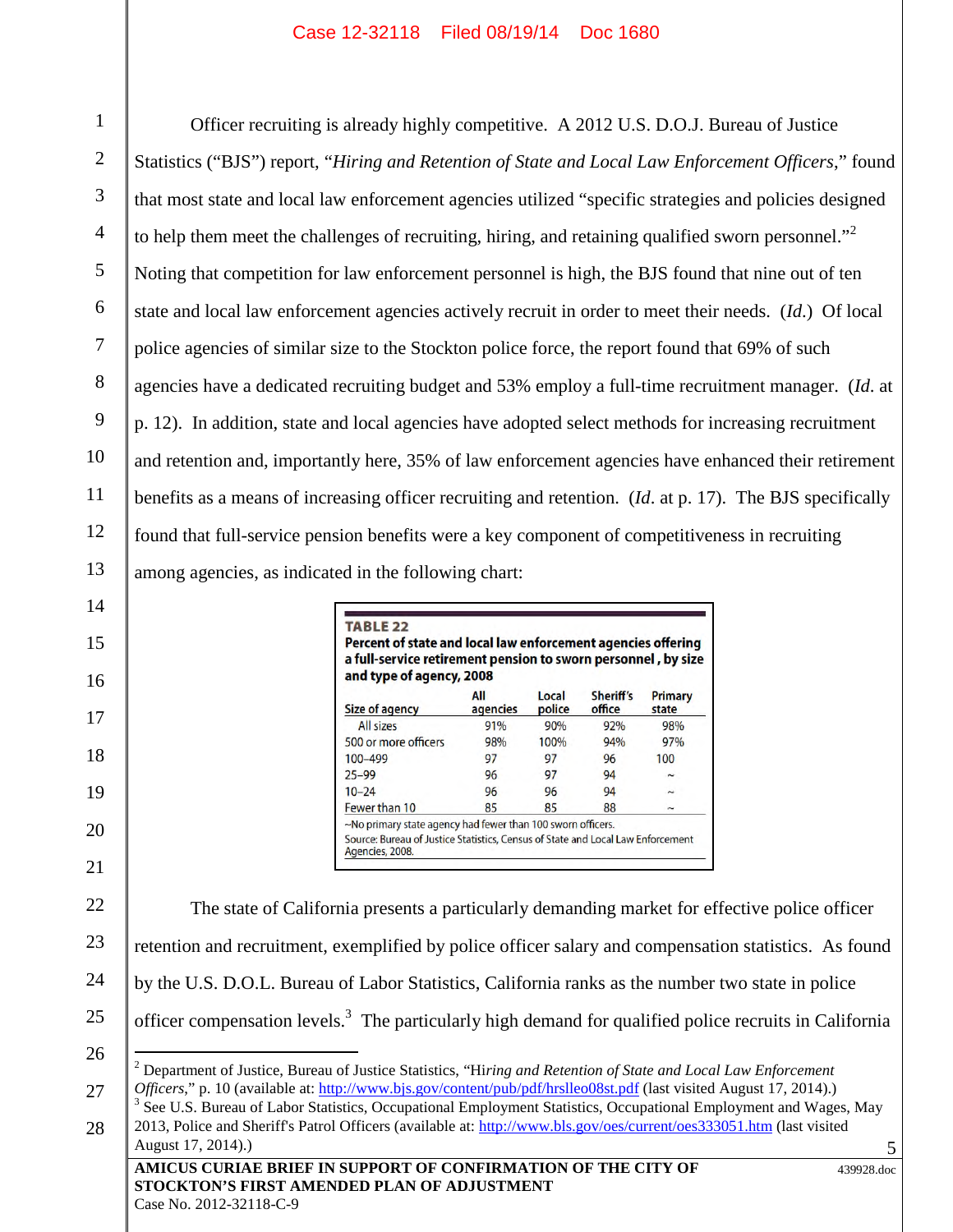Officer recruiting is already highly competitive. A 2012 U.S. D.O.J. Bureau of Justice Statistics ("BJS") report, "*Hiring and Retention of State and Local Law Enforcement Officers*," found that most state and local law enforcement agencies utilized "specific strategies and policies designed to help them meet the challenges of recruiting, hiring, and retaining qualified sworn personnel."[2] Noting that competition for law enforcement personnel is high, the BJS found that nine out of ten state and local law enforcement agencies actively recruit in order to meet their needs. (*Id.*) Of local police agencies of similar size to the Stockton police force, the report found that 69% of such agencies have a dedicated recruiting budget and 53% employ a full-time recruitment manager. (*Id.* at p. 12). In addition, state and local agencies have adopted select methods for increasing recruitment and retention and, importantly here, 35% of law enforcement agencies have enhanced their retirement benefits as a means of increasing officer recruiting and retention. (*Id.* at p. 17). The BJS specifically found that full-service pension benefits were a key component of competitiveness in recruiting among agencies, as indicated in the following chart:

**TABLE 22**
**Percent of state and local law enforcement agencies offering a full-service retirement pension to sworn personnel, by size and type of agency, 2008**

| Size of agency | All agencies | Local police | Sheriff's office | Primary state |
|---|---|---|---|---|
| All sizes | 91% | 90% | 92% | 98% |
| 500 or more officers | 98% | 100% | 94% | 97% |
| 100–499 | 97 | 97 | 96 | 100 |
| 25–99 | 96 | 97 | 94 | ~ |
| 10–24 | 96 | 96 | 94 | ~ |
| Fewer than 10 | 85 | 85 | 88 | ~ |

~No primary state agency had fewer than 100 sworn officers.
Source: Bureau of Justice Statistics, Census of State and Local Law Enforcement Agencies, 2008.

The state of California presents a particularly demanding market for effective police officer retention and recruitment, exemplified by police officer salary and compensation statistics. As found by the U.S. D.O.L. Bureau of Labor Statistics, California ranks as the number two state in police officer compensation levels.[3] The particularly high demand for qualified police recruits in California

---

[2] Department of Justice, Bureau of Justice Statistics, "Hi*ring and Retention of State and Local Law Enforcement Officers*," p. 10 (available at: http://www.bjs.gov/content/pub/pdf/hrslleo08st.pdf (last visited August 17, 2014).)

[3] See U.S. Bureau of Labor Statistics, Occupational Employment Statistics, Occupational Employment and Wages, May 2013, Police and Sheriff's Patrol Officers (available at: http://www.bls.gov/oes/current/oes333051.htm (last visited August 17, 2014).)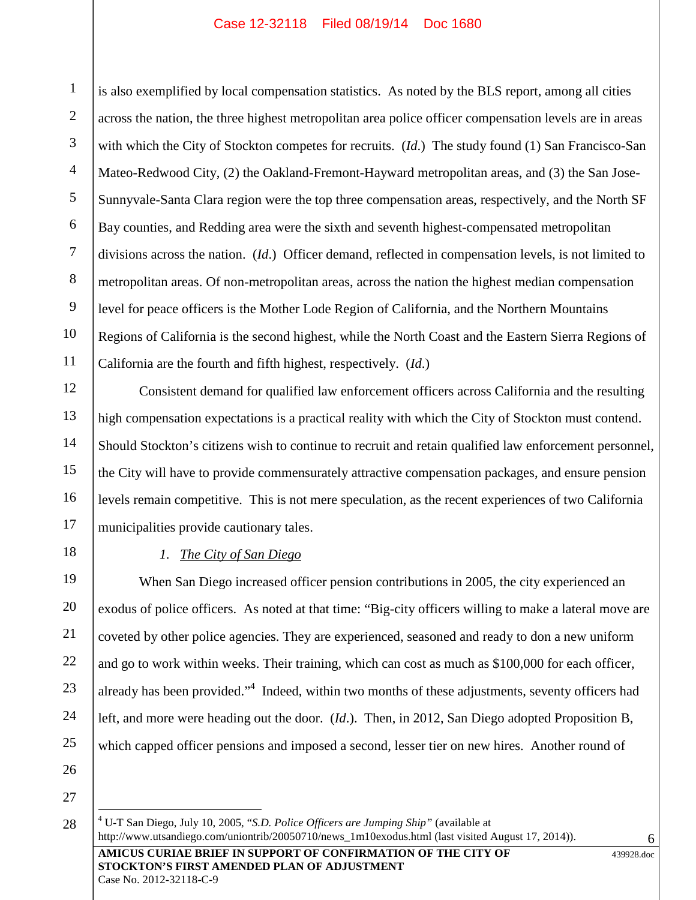is also exemplified by local compensation statistics. As noted by the BLS report, among all cities across the nation, the three highest metropolitan area police officer compensation levels are in areas with which the City of Stockton competes for recruits. (*Id.*) The study found (1) San Francisco-San Mateo-Redwood City, (2) the Oakland-Fremont-Hayward metropolitan areas, and (3) the San Jose-Sunnyvale-Santa Clara region were the top three compensation areas, respectively, and the North SF Bay counties, and Redding area were the sixth and seventh highest-compensated metropolitan divisions across the nation. (*Id.*) Officer demand, reflected in compensation levels, is not limited to metropolitan areas. Of non-metropolitan areas, across the nation the highest median compensation level for peace officers is the Mother Lode Region of California, and the Northern Mountains Regions of California is the second highest, while the North Coast and the Eastern Sierra Regions of California are the fourth and fifth highest, respectively. (*Id.*)

Consistent demand for qualified law enforcement officers across California and the resulting high compensation expectations is a practical reality with which the City of Stockton must contend. Should Stockton's citizens wish to continue to recruit and retain qualified law enforcement personnel, the City will have to provide commensurately attractive compensation packages, and ensure pension levels remain competitive. This is not mere speculation, as the recent experiences of two California municipalities provide cautionary tales.

1. *The City of San Diego*

When San Diego increased officer pension contributions in 2005, the city experienced an exodus of police officers. As noted at that time: "Big-city officers willing to make a lateral move are coveted by other police agencies. They are experienced, seasoned and ready to don a new uniform and go to work within weeks. Their training, which can cost as much as $100,000 for each officer, already has been provided."[4] Indeed, within two months of these adjustments, seventy officers had left, and more were heading out the door. (*Id.*). Then, in 2012, San Diego adopted Proposition B, which capped officer pensions and imposed a second, lesser tier on new hires. Another round of

---

[4] U-T San Diego, July 10, 2005, "*S.D. Police Officers are Jumping Ship*" (available at http://www.utsandiego.com/uniontrib/20050710/news_1m10exodus.html (last visited August 17, 2014)).

**AMICUS CURIAE BRIEF IN SUPPORT OF CONFIRMATION OF THE CITY OF STOCKTON'S FIRST AMENDED PLAN OF ADJUSTMENT**
Case No. 2012-32118-C-9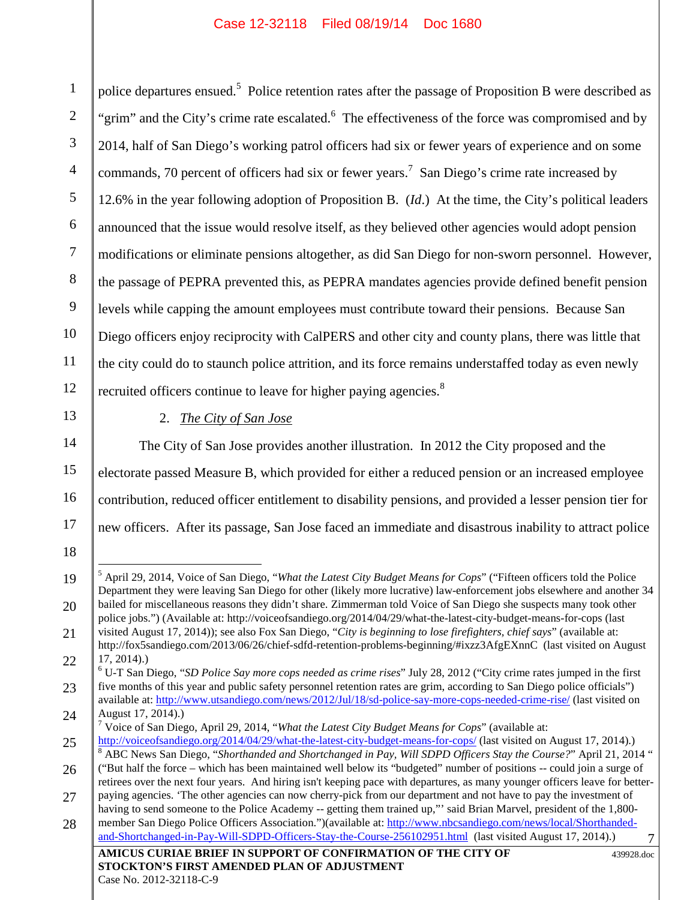police departures ensued.[5] Police retention rates after the passage of Proposition B were described as "grim" and the City's crime rate escalated.[6] The effectiveness of the force was compromised and by 2014, half of San Diego's working patrol officers had six or fewer years of experience and on some commands, 70 percent of officers had six or fewer years.[7] San Diego's crime rate increased by 12.6% in the year following adoption of Proposition B. (*Id*.) At the time, the City's political leaders announced that the issue would resolve itself, as they believed other agencies would adopt pension modifications or eliminate pensions altogether, as did San Diego for non-sworn personnel. However, the passage of PEPRA prevented this, as PEPRA mandates agencies provide defined benefit pension levels while capping the amount employees must contribute toward their pensions. Because San Diego officers enjoy reciprocity with CalPERS and other city and county plans, there was little that the city could do to staunch police attrition, and its force remains understaffed today as even newly recruited officers continue to leave for higher paying agencies.[8]

2. *The City of San Jose*

The City of San Jose provides another illustration. In 2012 the City proposed and the electorate passed Measure B, which provided for either a reduced pension or an increased employee contribution, reduced officer entitlement to disability pensions, and provided a lesser pension tier for new officers. After its passage, San Jose faced an immediate and disastrous inability to attract police

---

[5] April 29, 2014, Voice of San Diego, "*What the Latest City Budget Means for Cops*" ("Fifteen officers told the Police Department they were leaving San Diego for other (likely more lucrative) law-enforcement jobs elsewhere and another 34 bailed for miscellaneous reasons they didn't share. Zimmerman told Voice of San Diego she suspects many took other police jobs.") (Available at: http://voiceofsandiego.org/2014/04/29/what-the-latest-city-budget-means-for-cops (last visited August 17, 2014)); see also Fox San Diego, "*City is beginning to lose firefighters, chief says*" (available at: http://fox5sandiego.com/2013/06/26/chief-sdfd-retention-problems-beginning/#ixzz3AfgEXnnC (last visited on August 17, 2014).)

[6] U-T San Diego, "*SD Police Say more cops needed as crime rises*" July 28, 2012 ("City crime rates jumped in the first five months of this year and public safety personnel retention rates are grim, according to San Diego police officials") available at: http://www.utsandiego.com/news/2012/Jul/18/sd-police-say-more-cops-needed-as-crime-rise/ (last visited on August 17, 2014).)

[7] Voice of San Diego, April 29, 2014, "*What the Latest City Budget Means for Cops*" (available at: http://voiceofsandiego.org/2014/04/29/what-the-latest-city-budget-means-for-cops/ (last visited on August 17, 2014).)

[8] ABC News San Diego, "*Shorthanded and Shortchanged in Pay, Will SDPD Officers Stay the Course?*" April 21, 2014 " ("But half the force – which has been maintained well below its "budgeted" number of positions -- could join a surge of retirees over the next four years. And hiring isn't keeping pace with departures, as many younger officers leave for better-paying agencies. 'The other agencies can now cherry-pick from our department and not have to pay the investment of having to send someone to the Police Academy -- getting them trained up,"' said Brian Marvel, president of the 1,800-member San Diego Police Officers Association.")(available at: http://www.nbcsandiego.com/news/local/Shorthanded-and-Shortchanged-in-Pay-Will-SDPD-Officers-Stay-the-Course-256102951.html (last visited August 17, 2014).)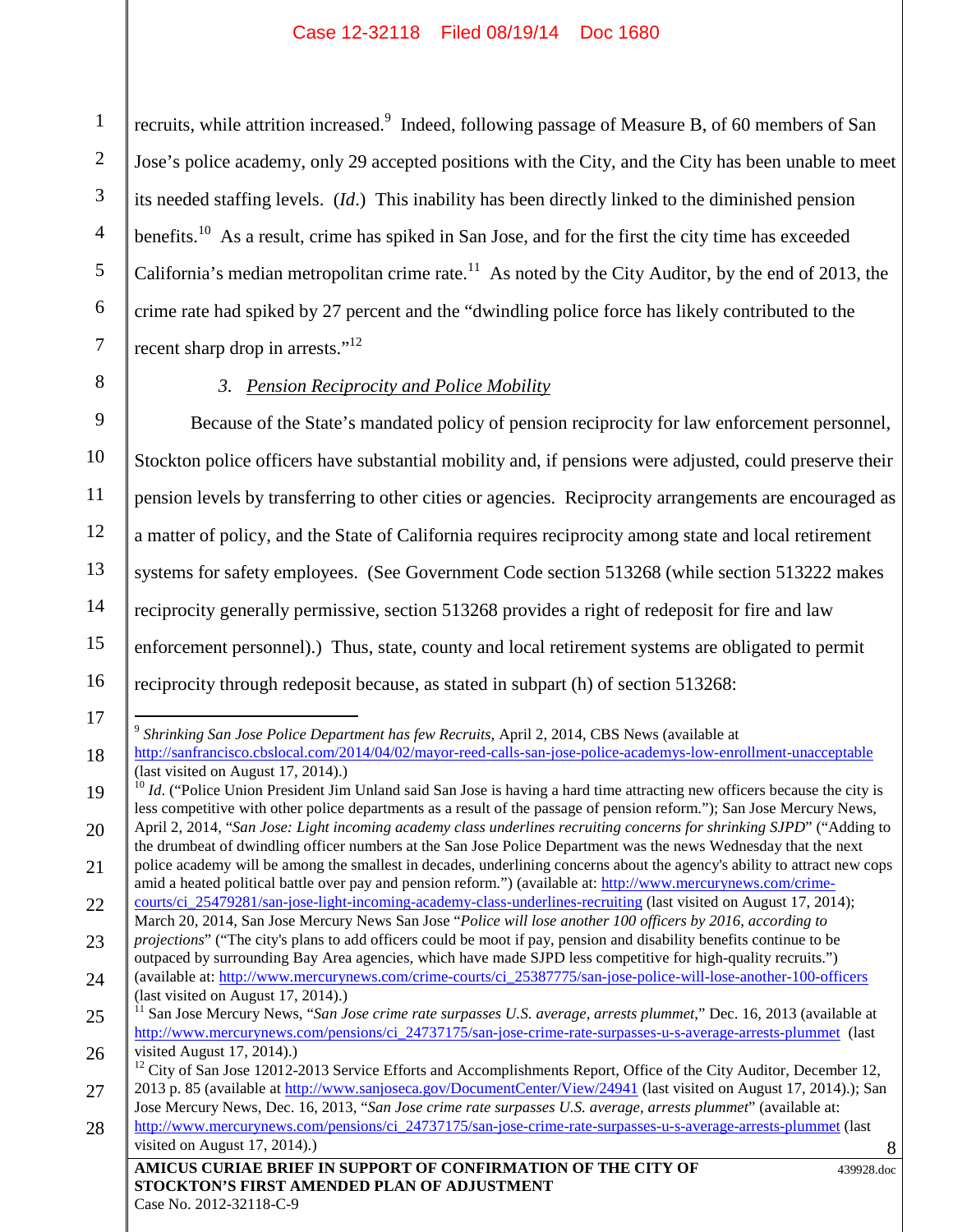recruits, while attrition increased.[9] Indeed, following passage of Measure B, of 60 members of San Jose's police academy, only 29 accepted positions with the City, and the City has been unable to meet its needed staffing levels. (*Id*.) This inability has been directly linked to the diminished pension benefits.[10] As a result, crime has spiked in San Jose, and for the first the city time has exceeded California's median metropolitan crime rate.[11] As noted by the City Auditor, by the end of 2013, the crime rate had spiked by 27 percent and the "dwindling police force has likely contributed to the recent sharp drop in arrests."[12]

### 3. Pension Reciprocity and Police Mobility

Because of the State's mandated policy of pension reciprocity for law enforcement personnel, Stockton police officers have substantial mobility and, if pensions were adjusted, could preserve their pension levels by transferring to other cities or agencies. Reciprocity arrangements are encouraged as a matter of policy, and the State of California requires reciprocity among state and local retirement systems for safety employees. (See Government Code section 513268 (while section 513222 makes reciprocity generally permissive, section 513268 provides a right of redeposit for fire and law enforcement personnel).) Thus, state, county and local retirement systems are obligated to permit reciprocity through redeposit because, as stated in subpart (h) of section 513268:

---

[9] *Shrinking San Jose Police Department has few Recruits*, April 2, 2014, CBS News (available at http://sanfrancisco.cbslocal.com/2014/04/02/mayor-reed-calls-san-jose-police-academys-low-enrollment-unacceptable (last visited on August 17, 2014).)

[10] *Id*. ("Police Union President Jim Unland said San Jose is having a hard time attracting new officers because the city is less competitive with other police departments as a result of the passage of pension reform."); San Jose Mercury News, April 2, 2014, "*San Jose: Light incoming academy class underlines recruiting concerns for shrinking SJPD*" ("Adding to the drumbeat of dwindling officer numbers at the San Jose Police Department was the news Wednesday that the next police academy will be among the smallest in decades, underlining concerns about the agency's ability to attract new cops amid a heated political battle over pay and pension reform.") (available at: http://www.mercurynews.com/crime-courts/ci_25479281/san-jose-light-incoming-academy-class-underlines-recruiting (last visited on August 17, 2014); March 20, 2014, San Jose Mercury News San Jose "*Police will lose another 100 officers by 2016, according to projections*" ("The city's plans to add officers could be moot if pay, pension and disability benefits continue to be outpaced by surrounding Bay Area agencies, which have made SJPD less competitive for high-quality recruits.") (available at: http://www.mercurynews.com/crime-courts/ci_25387775/san-jose-police-will-lose-another-100-officers (last visited on August 17, 2014).)

[11] San Jose Mercury News, "*San Jose crime rate surpasses U.S. average, arrests plummet*," Dec. 16, 2013 (available at http://www.mercurynews.com/pensions/ci_24737175/san-jose-crime-rate-surpasses-u-s-average-arrests-plummet (last visited August 17, 2014).)

[12] City of San Jose 12012-2013 Service Efforts and Accomplishments Report, Office of the City Auditor, December 12, 2013 p. 85 (available at http://www.sanjoseca.gov/DocumentCenter/View/24941 (last visited on August 17, 2014).); San Jose Mercury News, Dec. 16, 2013, "*San Jose crime rate surpasses U.S. average, arrests plummet*" (available at: http://www.mercurynews.com/pensions/ci_24737175/san-jose-crime-rate-surpasses-u-s-average-arrests-plummet (last visited on August 17, 2014).)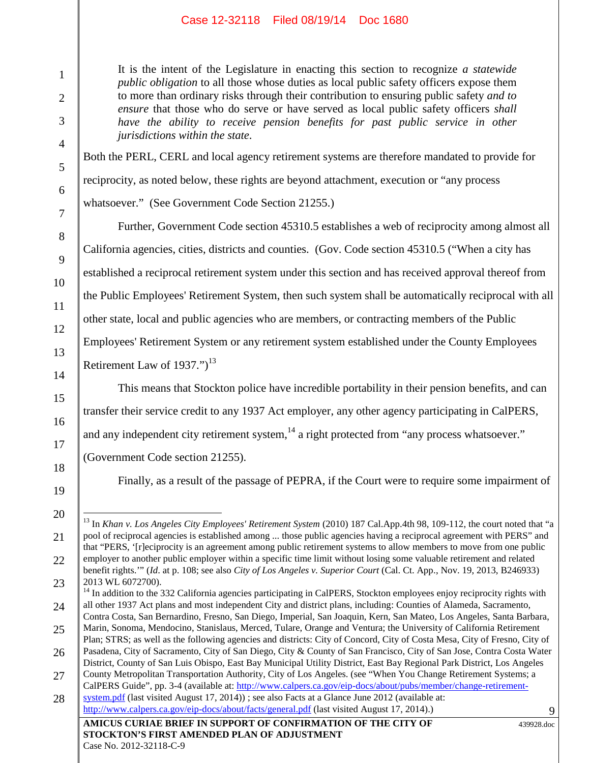> It is the intent of the Legislature in enacting this section to recognize *a statewide public obligation* to all those whose duties as local public safety officers expose them to more than ordinary risks through their contribution to ensuring public safety *and to ensure* that those who do serve or have served as local public safety officers *shall have the ability to receive pension benefits for past public service in other jurisdictions within the state*.

Both the PERL, CERL and local agency retirement systems are therefore mandated to provide for reciprocity, as noted below, these rights are beyond attachment, execution or "any process whatsoever." (See Government Code Section 21255.)

Further, Government Code section 45310.5 establishes a web of reciprocity among almost all California agencies, cities, districts and counties. (Gov. Code section 45310.5 ("When a city has established a reciprocal retirement system under this section and has received approval thereof from the Public Employees' Retirement System, then such system shall be automatically reciprocal with all other state, local and public agencies who are members, or contracting members of the Public Employees' Retirement System or any retirement system established under the County Employees Retirement Law of 1937.")[13]

This means that Stockton police have incredible portability in their pension benefits, and can transfer their service credit to any 1937 Act employer, any other agency participating in CalPERS, and any independent city retirement system,[14] a right protected from "any process whatsoever." (Government Code section 21255).

Finally, as a result of the passage of PEPRA, if the Court were to require some impairment of

---

[13] In *Khan v. Los Angeles City Employees' Retirement System* (2010) 187 Cal.App.4th 98, 109-112, the court noted that "a pool of reciprocal agencies is established among ... those public agencies having a reciprocal agreement with PERS" and that "PERS, '[r]eciprocity is an agreement among public retirement systems to allow members to move from one public employer to another public employer within a specific time limit without losing some valuable retirement and related benefit rights.'" (*Id*. at p. 108; see also *City of Los Angeles v. Superior Court* (Cal. Ct. App., Nov. 19, 2013, B246933) 2013 WL 6072700).

[14] In addition to the 332 California agencies participating in CalPERS, Stockton employees enjoy reciprocity rights with all other 1937 Act plans and most independent City and district plans, including: Counties of Alameda, Sacramento, Contra Costa, San Bernardino, Fresno, San Diego, Imperial, San Joaquin, Kern, San Mateo, Los Angeles, Santa Barbara, Marin, Sonoma, Mendocino, Stanislaus, Merced, Tulare, Orange and Ventura; the University of California Retirement Plan; STRS; as well as the following agencies and districts: City of Concord, City of Costa Mesa, City of Fresno, City of Pasadena, City of Sacramento, City of San Diego, City & County of San Francisco, City of San Jose, Contra Costa Water District, County of San Luis Obispo, East Bay Municipal Utility District, East Bay Regional Park District, Los Angeles County Metropolitan Transportation Authority, City of Los Angeles. (see "When You Change Retirement Systems; a CalPERS Guide", pp. 3-4 (available at: http://www.calpers.ca.gov/eip-docs/about/pubs/member/change-retirement-system.pdf (last visited August 17, 2014)) ; see also Facts at a Glance June 2012 (available at: http://www.calpers.ca.gov/eip-docs/about/facts/general.pdf (last visited August 17, 2014).)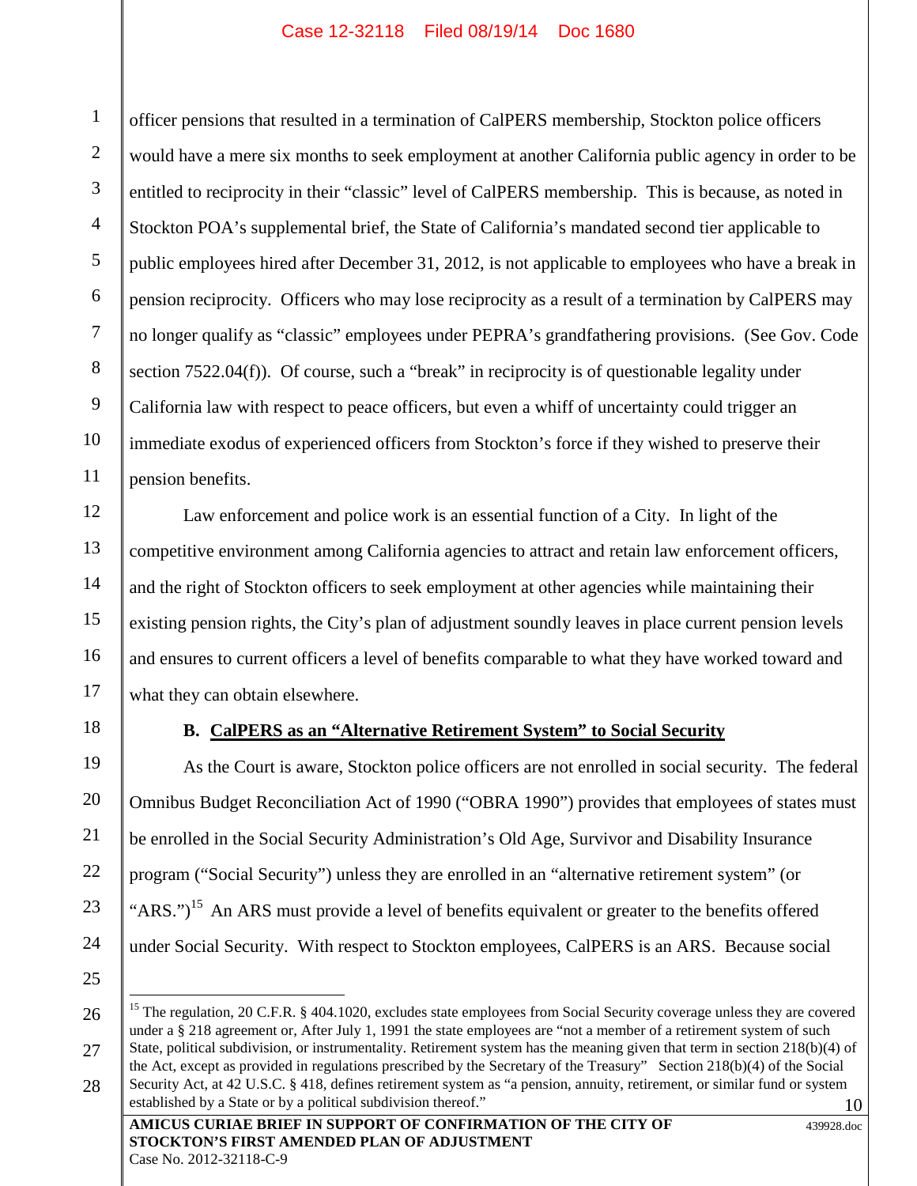officer pensions that resulted in a termination of CalPERS membership, Stockton police officers would have a mere six months to seek employment at another California public agency in order to be entitled to reciprocity in their "classic" level of CalPERS membership. This is because, as noted in Stockton POA's supplemental brief, the State of California's mandated second tier applicable to public employees hired after December 31, 2012, is not applicable to employees who have a break in pension reciprocity. Officers who may lose reciprocity as a result of a termination by CalPERS may no longer qualify as "classic" employees under PEPRA's grandfathering provisions. (See Gov. Code section 7522.04(f)). Of course, such a "break" in reciprocity is of questionable legality under California law with respect to peace officers, but even a whiff of uncertainty could trigger an immediate exodus of experienced officers from Stockton's force if they wished to preserve their pension benefits.

Law enforcement and police work is an essential function of a City. In light of the competitive environment among California agencies to attract and retain law enforcement officers, and the right of Stockton officers to seek employment at other agencies while maintaining their existing pension rights, the City's plan of adjustment soundly leaves in place current pension levels and ensures to current officers a level of benefits comparable to what they have worked toward and what they can obtain elsewhere.

### B. CalPERS as an "Alternative Retirement System" to Social Security

As the Court is aware, Stockton police officers are not enrolled in social security. The federal Omnibus Budget Reconciliation Act of 1990 ("OBRA 1990") provides that employees of states must be enrolled in the Social Security Administration's Old Age, Survivor and Disability Insurance program ("Social Security") unless they are enrolled in an "alternative retirement system" (or "ARS.")[15] An ARS must provide a level of benefits equivalent or greater to the benefits offered under Social Security. With respect to Stockton employees, CalPERS is an ARS. Because social

---

[15] The regulation, 20 C.F.R. § 404.1020, excludes state employees from Social Security coverage unless they are covered under a § 218 agreement or, After July 1, 1991 the state employees are "not a member of a retirement system of such State, political subdivision, or instrumentality. Retirement system has the meaning given that term in section 218(b)(4) of the Act, except as provided in regulations prescribed by the Secretary of the Treasury" Section 218(b)(4) of the Social Security Act, at 42 U.S.C. § 418, defines retirement system as "a pension, annuity, retirement, or similar fund or system established by a State or by a political subdivision thereof."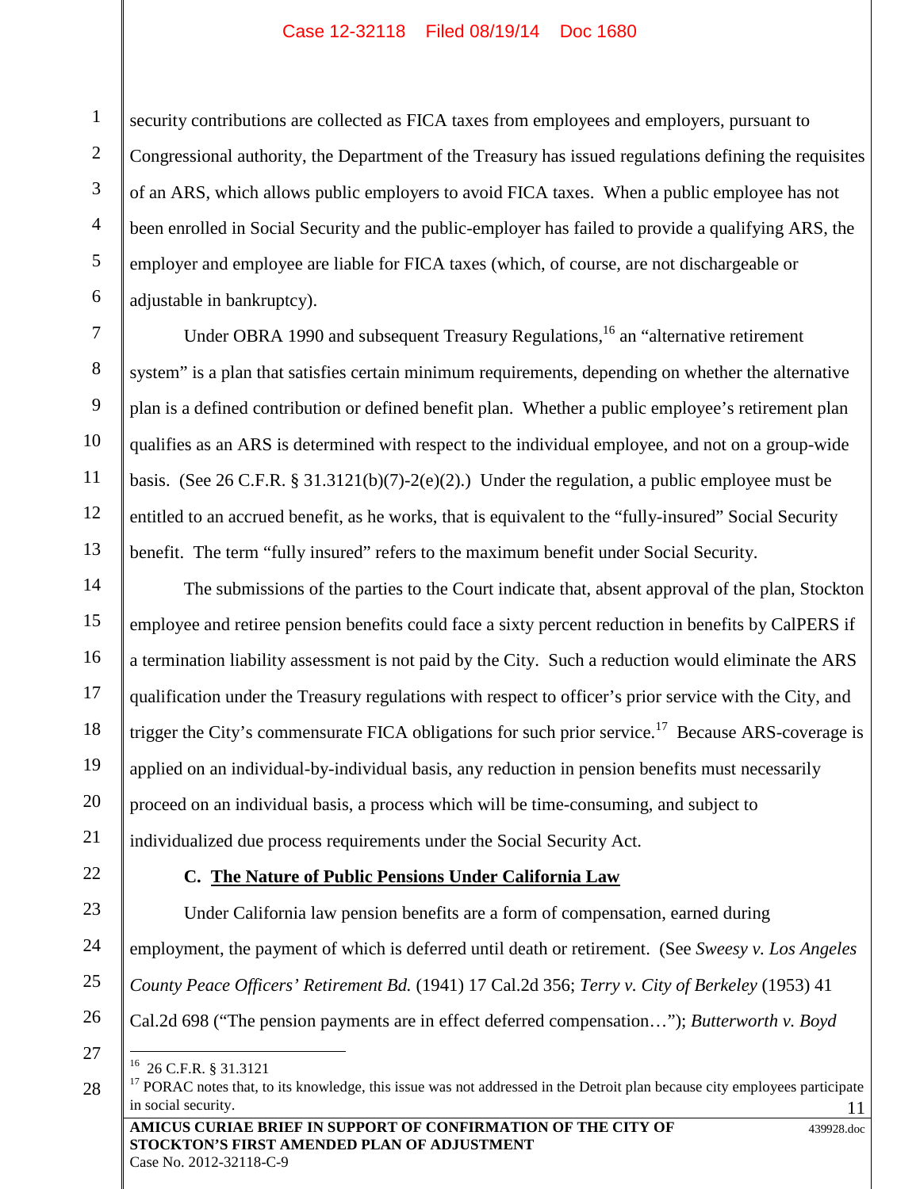security contributions are collected as FICA taxes from employees and employers, pursuant to Congressional authority, the Department of the Treasury has issued regulations defining the requisites of an ARS, which allows public employers to avoid FICA taxes. When a public employee has not been enrolled in Social Security and the public-employer has failed to provide a qualifying ARS, the employer and employee are liable for FICA taxes (which, of course, are not dischargeable or adjustable in bankruptcy).

Under OBRA 1990 and subsequent Treasury Regulations,[16] an "alternative retirement system" is a plan that satisfies certain minimum requirements, depending on whether the alternative plan is a defined contribution or defined benefit plan. Whether a public employee's retirement plan qualifies as an ARS is determined with respect to the individual employee, and not on a group-wide basis. (See 26 C.F.R. § 31.3121(b)(7)-2(e)(2).) Under the regulation, a public employee must be entitled to an accrued benefit, as he works, that is equivalent to the "fully-insured" Social Security benefit. The term "fully insured" refers to the maximum benefit under Social Security.

The submissions of the parties to the Court indicate that, absent approval of the plan, Stockton employee and retiree pension benefits could face a sixty percent reduction in benefits by CalPERS if a termination liability assessment is not paid by the City. Such a reduction would eliminate the ARS qualification under the Treasury regulations with respect to officer's prior service with the City, and trigger the City's commensurate FICA obligations for such prior service.[17] Because ARS-coverage is applied on an individual-by-individual basis, any reduction in pension benefits must necessarily proceed on an individual basis, a process which will be time-consuming, and subject to individualized due process requirements under the Social Security Act.

### C. The Nature of Public Pensions Under California Law

Under California law pension benefits are a form of compensation, earned during employment, the payment of which is deferred until death or retirement. (See *Sweesy v. Los Angeles County Peace Officers' Retirement Bd.* (1941) 17 Cal.2d 356; *Terry v. City of Berkeley* (1953) 41 Cal.2d 698 ("The pension payments are in effect deferred compensation…"); *Butterworth v. Boyd*

---

[16] 26 C.F.R. § 31.3121

[17] PORAC notes that, to its knowledge, this issue was not addressed in the Detroit plan because city employees participate in social security.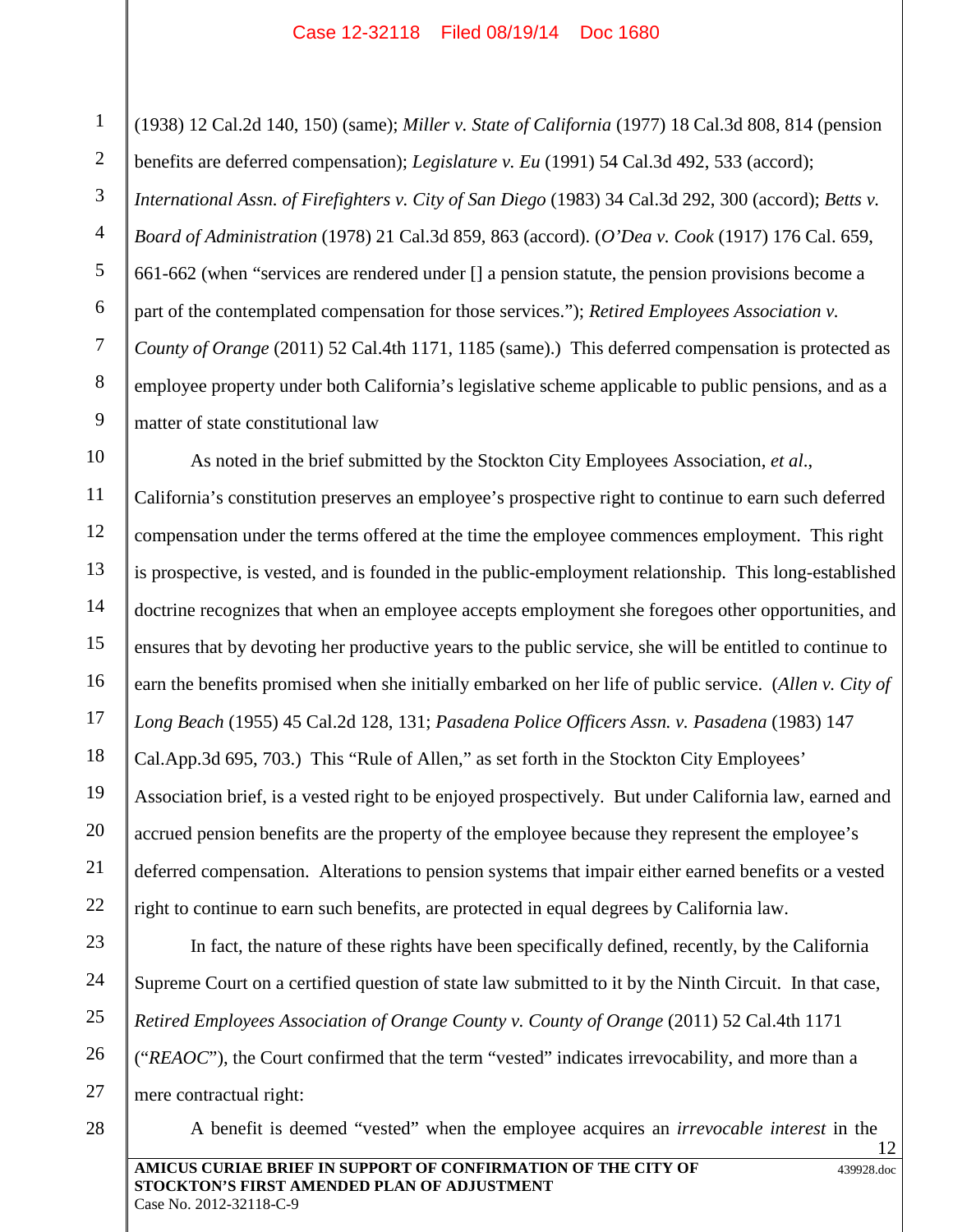(1938) 12 Cal.2d 140, 150) (same); *Miller v. State of California* (1977) 18 Cal.3d 808, 814 (pension benefits are deferred compensation); *Legislature v. Eu* (1991) 54 Cal.3d 492, 533 (accord); *International Assn. of Firefighters v. City of San Diego* (1983) 34 Cal.3d 292, 300 (accord); *Betts v. Board of Administration* (1978) 21 Cal.3d 859, 863 (accord). (*O'Dea v. Cook* (1917) 176 Cal. 659, 661-662 (when "services are rendered under [] a pension statute, the pension provisions become a part of the contemplated compensation for those services."); *Retired Employees Association v. County of Orange* (2011) 52 Cal.4th 1171, 1185 (same).) This deferred compensation is protected as employee property under both California's legislative scheme applicable to public pensions, and as a matter of state constitutional law

As noted in the brief submitted by the Stockton City Employees Association, *et al*., California's constitution preserves an employee's prospective right to continue to earn such deferred compensation under the terms offered at the time the employee commences employment. This right is prospective, is vested, and is founded in the public-employment relationship. This long-established doctrine recognizes that when an employee accepts employment she foregoes other opportunities, and ensures that by devoting her productive years to the public service, she will be entitled to continue to earn the benefits promised when she initially embarked on her life of public service. (*Allen v. City of Long Beach* (1955) 45 Cal.2d 128, 131; *Pasadena Police Officers Assn. v. Pasadena* (1983) 147 Cal.App.3d 695, 703.) This "Rule of Allen," as set forth in the Stockton City Employees' Association brief, is a vested right to be enjoyed prospectively. But under California law, earned and accrued pension benefits are the property of the employee because they represent the employee's deferred compensation. Alterations to pension systems that impair either earned benefits or a vested right to continue to earn such benefits, are protected in equal degrees by California law.

In fact, the nature of these rights have been specifically defined, recently, by the California Supreme Court on a certified question of state law submitted to it by the Ninth Circuit. In that case, *Retired Employees Association of Orange County v. County of Orange* (2011) 52 Cal.4th 1171 ("*REAOC*"), the Court confirmed that the term "vested" indicates irrevocability, and more than a mere contractual right:

A benefit is deemed "vested" when the employee acquires an *irrevocable interest* in the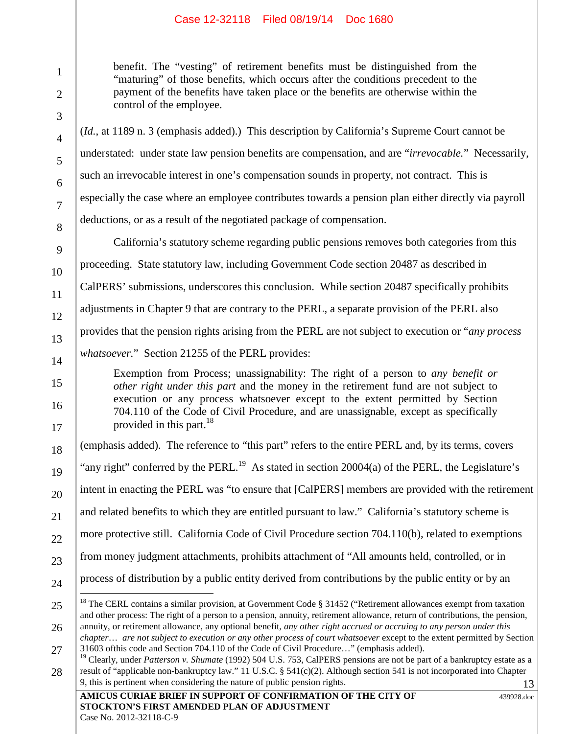> benefit. The "vesting" of retirement benefits must be distinguished from the "maturing" of those benefits, which occurs after the conditions precedent to the payment of the benefits have taken place or the benefits are otherwise within the control of the employee.

(*Id.*, at 1189 n. 3 (emphasis added).) This description by California's Supreme Court cannot be understated: under state law pension benefits are compensation, and are "*irrevocable.*" Necessarily, such an irrevocable interest in one's compensation sounds in property, not contract. This is especially the case where an employee contributes towards a pension plan either directly via payroll deductions, or as a result of the negotiated package of compensation.

California's statutory scheme regarding public pensions removes both categories from this proceeding. State statutory law, including Government Code section 20487 as described in CalPERS' submissions, underscores this conclusion. While section 20487 specifically prohibits adjustments in Chapter 9 that are contrary to the PERL, a separate provision of the PERL also provides that the pension rights arising from the PERL are not subject to execution or "*any process whatsoever*." Section 21255 of the PERL provides:

> Exemption from Process; unassignability: The right of a person to *any benefit or other right under this part* and the money in the retirement fund are not subject to execution or any process whatsoever except to the extent permitted by Section 704.110 of the Code of Civil Procedure, and are unassignable, except as specifically provided in this part.[18]

(emphasis added). The reference to "this part" refers to the entire PERL and, by its terms, covers "any right" conferred by the PERL.[19] As stated in section 20004(a) of the PERL, the Legislature's intent in enacting the PERL was "to ensure that [CalPERS] members are provided with the retirement and related benefits to which they are entitled pursuant to law." California's statutory scheme is more protective still. California Code of Civil Procedure section 704.110(b), related to exemptions from money judgment attachments, prohibits attachment of "All amounts held, controlled, or in process of distribution by a public entity derived from contributions by the public entity or by an

---

[18] The CERL contains a similar provision, at Government Code § 31452 ("Retirement allowances exempt from taxation and other process: The right of a person to a pension, annuity, retirement allowance, return of contributions, the pension, annuity, or retirement allowance, any optional benefit, *any other right accrued or accruing to any person under this chapter… are not subject to execution or any other process of court whatsoever* except to the extent permitted by Section 31603 ofthis code and Section 704.110 of the Code of Civil Procedure…" (emphasis added).

[19] Clearly, under *Patterson v. Shumate* (1992) 504 U.S. 753, CalPERS pensions are not be part of a bankruptcy estate as a result of "applicable non-bankruptcy law." 11 U.S.C. § 541(c)(2). Although section 541 is not incorporated into Chapter 9, this is pertinent when considering the nature of public pension rights.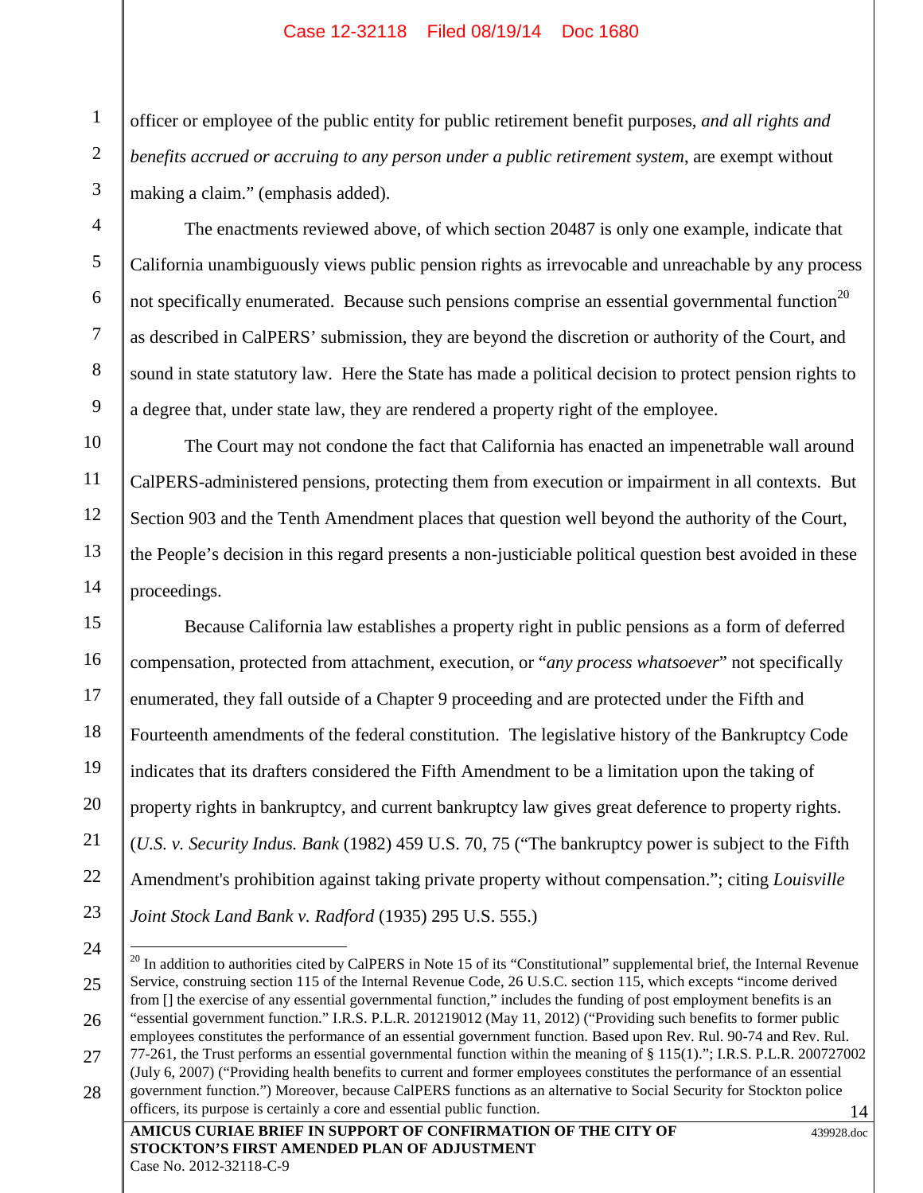officer or employee of the public entity for public retirement benefit purposes, *and all rights and benefits accrued or accruing to any person under a public retirement system*, are exempt without making a claim." (emphasis added).

The enactments reviewed above, of which section 20487 is only one example, indicate that California unambiguously views public pension rights as irrevocable and unreachable by any process not specifically enumerated. Because such pensions comprise an essential governmental function[20] as described in CalPERS' submission, they are beyond the discretion or authority of the Court, and sound in state statutory law. Here the State has made a political decision to protect pension rights to a degree that, under state law, they are rendered a property right of the employee.

The Court may not condone the fact that California has enacted an impenetrable wall around CalPERS-administered pensions, protecting them from execution or impairment in all contexts. But Section 903 and the Tenth Amendment places that question well beyond the authority of the Court, the People's decision in this regard presents a non-justiciable political question best avoided in these proceedings.

Because California law establishes a property right in public pensions as a form of deferred compensation, protected from attachment, execution, or "*any process whatsoever*" not specifically enumerated, they fall outside of a Chapter 9 proceeding and are protected under the Fifth and Fourteenth amendments of the federal constitution. The legislative history of the Bankruptcy Code indicates that its drafters considered the Fifth Amendment to be a limitation upon the taking of property rights in bankruptcy, and current bankruptcy law gives great deference to property rights. (*U.S. v. Security Indus. Bank* (1982) 459 U.S. 70, 75 ("The bankruptcy power is subject to the Fifth Amendment's prohibition against taking private property without compensation."; citing *Louisville Joint Stock Land Bank v. Radford* (1935) 295 U.S. 555.)

---

[20] In addition to authorities cited by CalPERS in Note 15 of its "Constitutional" supplemental brief, the Internal Revenue Service, construing section 115 of the Internal Revenue Code, 26 U.S.C. section 115, which excepts "income derived from [] the exercise of any essential governmental function," includes the funding of post employment benefits is an "essential government function." I.R.S. P.L.R. 201219012 (May 11, 2012) ("Providing such benefits to former public employees constitutes the performance of an essential government function. Based upon Rev. Rul. 90-74 and Rev. Rul. 77-261, the Trust performs an essential governmental function within the meaning of § 115(1)."; I.R.S. P.L.R. 200727002 (July 6, 2007) ("Providing health benefits to current and former employees constitutes the performance of an essential government function.") Moreover, because CalPERS functions as an alternative to Social Security for Stockton police officers, its purpose is certainly a core and essential public function.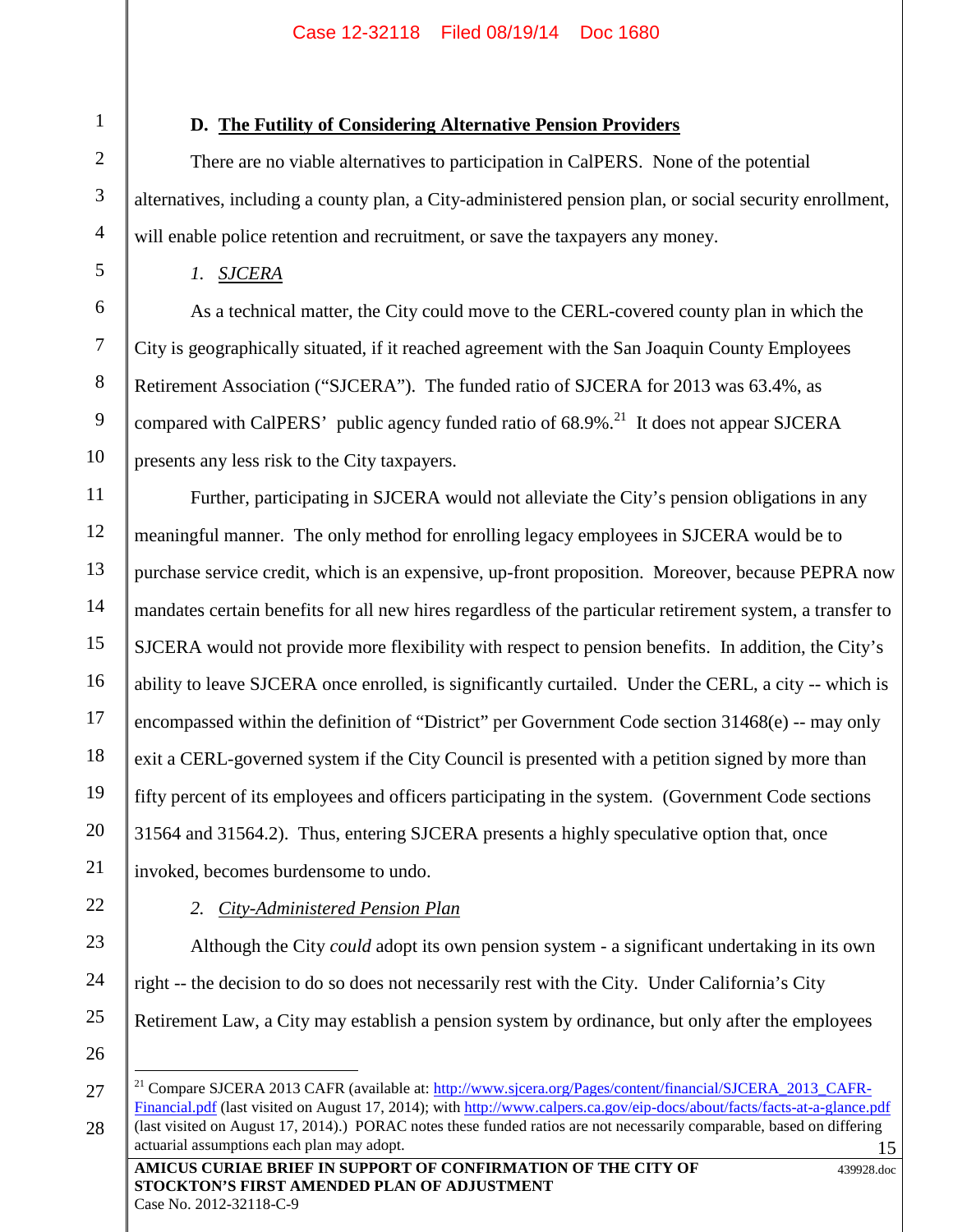### D. The Futility of Considering Alternative Pension Providers

There are no viable alternatives to participation in CalPERS. None of the potential alternatives, including a county plan, a City-administered pension plan, or social security enrollment, will enable police retention and recruitment, or save the taxpayers any money.

#### 1. *SJCERA*

As a technical matter, the City could move to the CERL-covered county plan in which the City is geographically situated, if it reached agreement with the San Joaquin County Employees Retirement Association ("SJCERA"). The funded ratio of SJCERA for 2013 was 63.4%, as compared with CalPERS' public agency funded ratio of 68.9%.[21] It does not appear SJCERA presents any less risk to the City taxpayers.

Further, participating in SJCERA would not alleviate the City's pension obligations in any meaningful manner. The only method for enrolling legacy employees in SJCERA would be to purchase service credit, which is an expensive, up-front proposition. Moreover, because PEPRA now mandates certain benefits for all new hires regardless of the particular retirement system, a transfer to SJCERA would not provide more flexibility with respect to pension benefits. In addition, the City's ability to leave SJCERA once enrolled, is significantly curtailed. Under the CERL, a city -- which is encompassed within the definition of "District" per Government Code section 31468(e) -- may only exit a CERL-governed system if the City Council is presented with a petition signed by more than fifty percent of its employees and officers participating in the system. (Government Code sections 31564 and 31564.2). Thus, entering SJCERA presents a highly speculative option that, once invoked, becomes burdensome to undo.

#### 2. *City-Administered Pension Plan*

Although the City *could* adopt its own pension system - a significant undertaking in its own right -- the decision to do so does not necessarily rest with the City. Under California's City Retirement Law, a City may establish a pension system by ordinance, but only after the employees

---

[21] Compare SJCERA 2013 CAFR (available at: http://www.sjcera.org/Pages/content/financial/SJCERA_2013_CAFR-Financial.pdf (last visited on August 17, 2014); with http://www.calpers.ca.gov/eip-docs/about/facts/facts-at-a-glance.pdf (last visited on August 17, 2014).) PORAC notes these funded ratios are not necessarily comparable, based on differing actuarial assumptions each plan may adopt.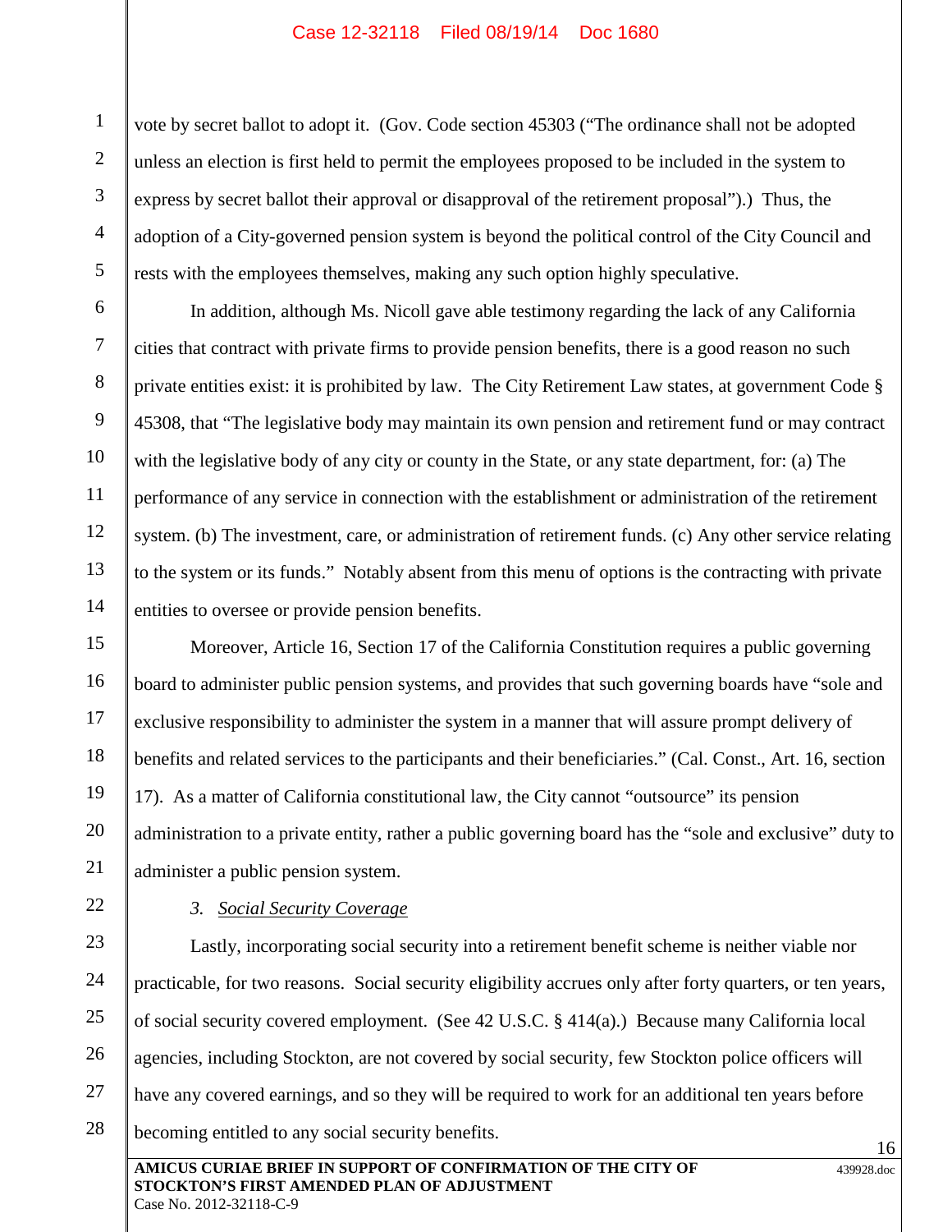vote by secret ballot to adopt it. (Gov. Code section 45303 ("The ordinance shall not be adopted unless an election is first held to permit the employees proposed to be included in the system to express by secret ballot their approval or disapproval of the retirement proposal").) Thus, the adoption of a City-governed pension system is beyond the political control of the City Council and rests with the employees themselves, making any such option highly speculative.

In addition, although Ms. Nicoll gave able testimony regarding the lack of any California cities that contract with private firms to provide pension benefits, there is a good reason no such private entities exist: it is prohibited by law. The City Retirement Law states, at government Code § 45308, that "The legislative body may maintain its own pension and retirement fund or may contract with the legislative body of any city or county in the State, or any state department, for: (a) The performance of any service in connection with the establishment or administration of the retirement system. (b) The investment, care, or administration of retirement funds. (c) Any other service relating to the system or its funds." Notably absent from this menu of options is the contracting with private entities to oversee or provide pension benefits.

Moreover, Article 16, Section 17 of the California Constitution requires a public governing board to administer public pension systems, and provides that such governing boards have "sole and exclusive responsibility to administer the system in a manner that will assure prompt delivery of benefits and related services to the participants and their beneficiaries." (Cal. Const., Art. 16, section 17). As a matter of California constitutional law, the City cannot "outsource" its pension administration to a private entity, rather a public governing board has the "sole and exclusive" duty to administer a public pension system.

### 3. *Social Security Coverage*

Lastly, incorporating social security into a retirement benefit scheme is neither viable nor practicable, for two reasons. Social security eligibility accrues only after forty quarters, or ten years, of social security covered employment. (See 42 U.S.C. § 414(a).) Because many California local agencies, including Stockton, are not covered by social security, few Stockton police officers will have any covered earnings, and so they will be required to work for an additional ten years before becoming entitled to any social security benefits.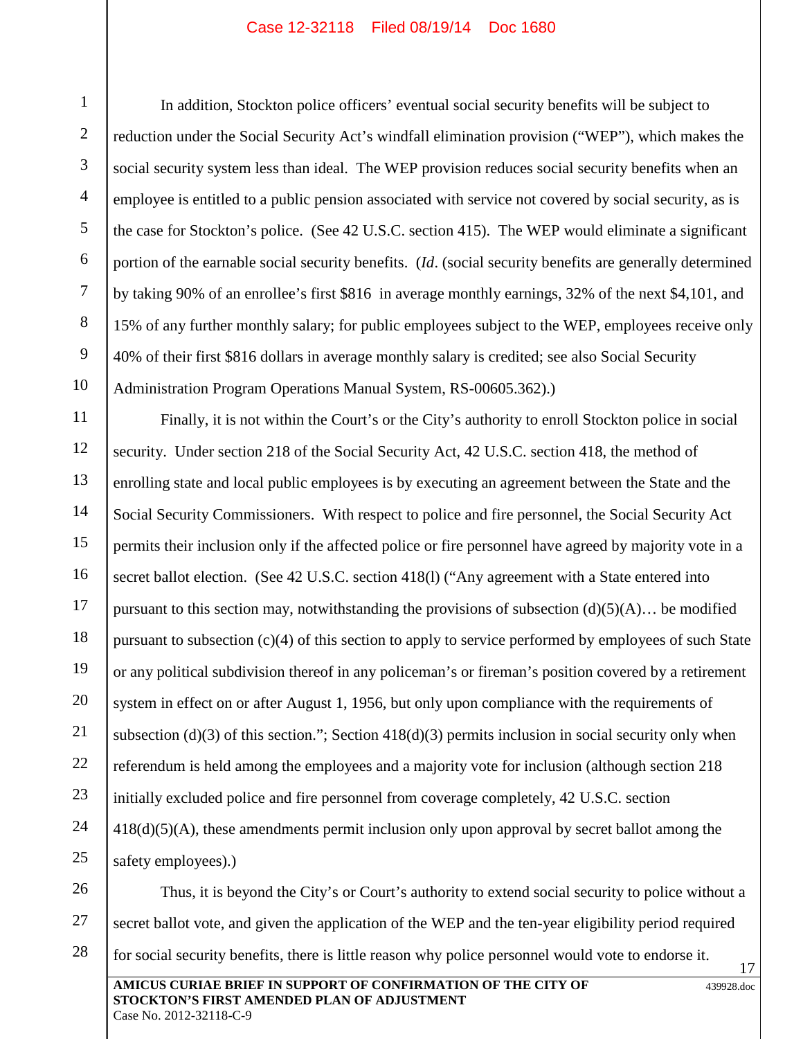In addition, Stockton police officers' eventual social security benefits will be subject to reduction under the Social Security Act's windfall elimination provision ("WEP"), which makes the social security system less than ideal. The WEP provision reduces social security benefits when an employee is entitled to a public pension associated with service not covered by social security, as is the case for Stockton's police. (See 42 U.S.C. section 415). The WEP would eliminate a significant portion of the earnable social security benefits. (*Id*. (social security benefits are generally determined by taking 90% of an enrollee's first $816 in average monthly earnings, 32% of the next $4,101, and 15% of any further monthly salary; for public employees subject to the WEP, employees receive only 40% of their first $816 dollars in average monthly salary is credited; see also Social Security Administration Program Operations Manual System, RS-00605.362).)

Finally, it is not within the Court's or the City's authority to enroll Stockton police in social security. Under section 218 of the Social Security Act, 42 U.S.C. section 418, the method of enrolling state and local public employees is by executing an agreement between the State and the Social Security Commissioners. With respect to police and fire personnel, the Social Security Act permits their inclusion only if the affected police or fire personnel have agreed by majority vote in a secret ballot election. (See 42 U.S.C. section 418(l) ("Any agreement with a State entered into pursuant to this section may, notwithstanding the provisions of subsection (d)(5)(A)… be modified pursuant to subsection (c)(4) of this section to apply to service performed by employees of such State or any political subdivision thereof in any policeman's or fireman's position covered by a retirement system in effect on or after August 1, 1956, but only upon compliance with the requirements of subsection (d)(3) of this section."; Section 418(d)(3) permits inclusion in social security only when referendum is held among the employees and a majority vote for inclusion (although section 218 initially excluded police and fire personnel from coverage completely, 42 U.S.C. section 418(d)(5)(A), these amendments permit inclusion only upon approval by secret ballot among the safety employees).)

Thus, it is beyond the City's or Court's authority to extend social security to police without a secret ballot vote, and given the application of the WEP and the ten-year eligibility period required for social security benefits, there is little reason why police personnel would vote to endorse it.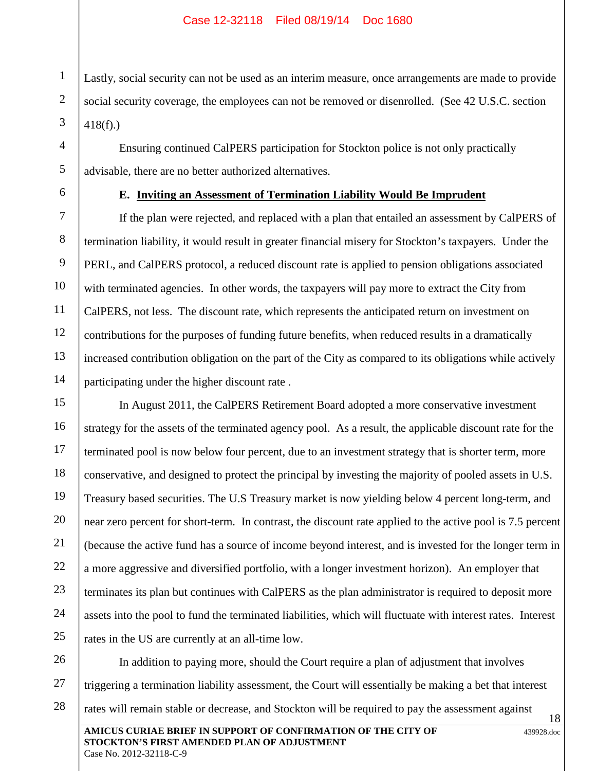Lastly, social security can not be used as an interim measure, once arrangements are made to provide social security coverage, the employees can not be removed or disenrolled. (See 42 U.S.C. section 418(f).)

Ensuring continued CalPERS participation for Stockton police is not only practically advisable, there are no better authorized alternatives.

### E. <u>Inviting an Assessment of Termination Liability Would Be Imprudent</u>

If the plan were rejected, and replaced with a plan that entailed an assessment by CalPERS of termination liability, it would result in greater financial misery for Stockton's taxpayers. Under the PERL, and CalPERS protocol, a reduced discount rate is applied to pension obligations associated with terminated agencies. In other words, the taxpayers will pay more to extract the City from CalPERS, not less. The discount rate, which represents the anticipated return on investment on contributions for the purposes of funding future benefits, when reduced results in a dramatically increased contribution obligation on the part of the City as compared to its obligations while actively participating under the higher discount rate .

In August 2011, the CalPERS Retirement Board adopted a more conservative investment strategy for the assets of the terminated agency pool. As a result, the applicable discount rate for the terminated pool is now below four percent, due to an investment strategy that is shorter term, more conservative, and designed to protect the principal by investing the majority of pooled assets in U.S. Treasury based securities. The U.S Treasury market is now yielding below 4 percent long-term, and near zero percent for short-term. In contrast, the discount rate applied to the active pool is 7.5 percent (because the active fund has a source of income beyond interest, and is invested for the longer term in a more aggressive and diversified portfolio, with a longer investment horizon). An employer that terminates its plan but continues with CalPERS as the plan administrator is required to deposit more assets into the pool to fund the terminated liabilities, which will fluctuate with interest rates. Interest rates in the US are currently at an all-time low.

In addition to paying more, should the Court require a plan of adjustment that involves triggering a termination liability assessment, the Court will essentially be making a bet that interest rates will remain stable or decrease, and Stockton will be required to pay the assessment against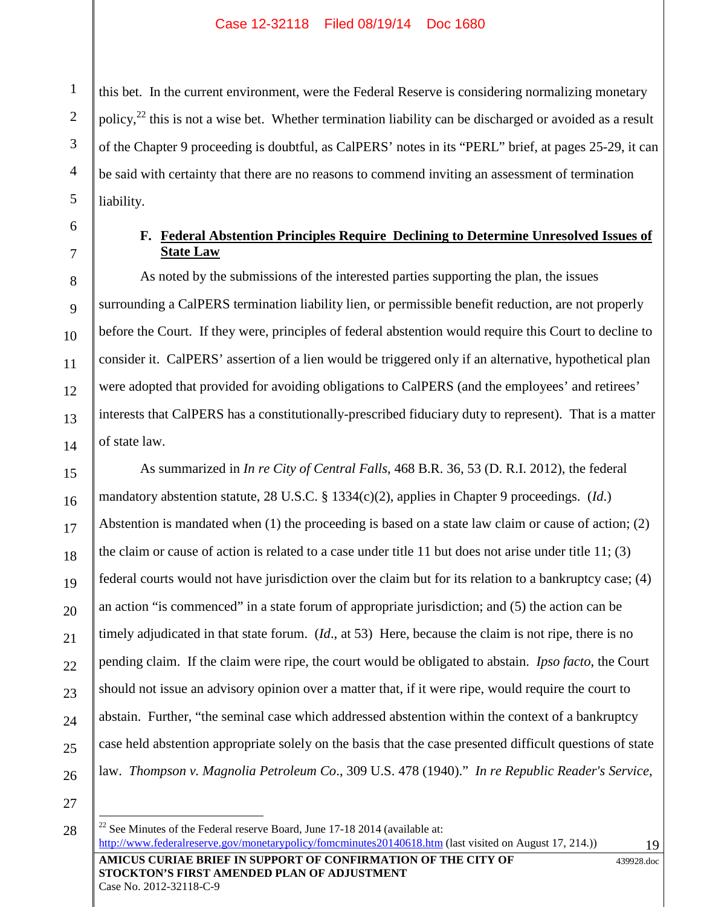this bet. In the current environment, were the Federal Reserve is considering normalizing monetary policy,[22] this is not a wise bet. Whether termination liability can be discharged or avoided as a result of the Chapter 9 proceeding is doubtful, as CalPERS' notes in its "PERL" brief, at pages 25-29, it can be said with certainty that there are no reasons to commend inviting an assessment of termination liability.

### F. Federal Abstention Principles Require Declining to Determine Unresolved Issues of State Law

As noted by the submissions of the interested parties supporting the plan, the issues surrounding a CalPERS termination liability lien, or permissible benefit reduction, are not properly before the Court. If they were, principles of federal abstention would require this Court to decline to consider it. CalPERS' assertion of a lien would be triggered only if an alternative, hypothetical plan were adopted that provided for avoiding obligations to CalPERS (and the employees' and retirees' interests that CalPERS has a constitutionally-prescribed fiduciary duty to represent). That is a matter of state law.

As summarized in *In re City of Central Falls*, 468 B.R. 36, 53 (D. R.I. 2012), the federal mandatory abstention statute, 28 U.S.C. § 1334(c)(2), applies in Chapter 9 proceedings. (*Id.*) Abstention is mandated when (1) the proceeding is based on a state law claim or cause of action; (2) the claim or cause of action is related to a case under title 11 but does not arise under title 11; (3) federal courts would not have jurisdiction over the claim but for its relation to a bankruptcy case; (4) an action "is commenced" in a state forum of appropriate jurisdiction; and (5) the action can be timely adjudicated in that state forum. (*Id.*, at 53) Here, because the claim is not ripe, there is no pending claim. If the claim were ripe, the court would be obligated to abstain. *Ipso facto*, the Court should not issue an advisory opinion over a matter that, if it were ripe, would require the court to abstain. Further, "the seminal case which addressed abstention within the context of a bankruptcy case held abstention appropriate solely on the basis that the case presented difficult questions of state law. *Thompson v. Magnolia Petroleum Co*., 309 U.S. 478 (1940)." *In re Republic Reader's Service,*

---

[22] See Minutes of the Federal reserve Board, June 17-18 2014 (available at: http://www.federalreserve.gov/monetarypolicy/fomcminutes20140618.htm (last visited on August 17, 214.))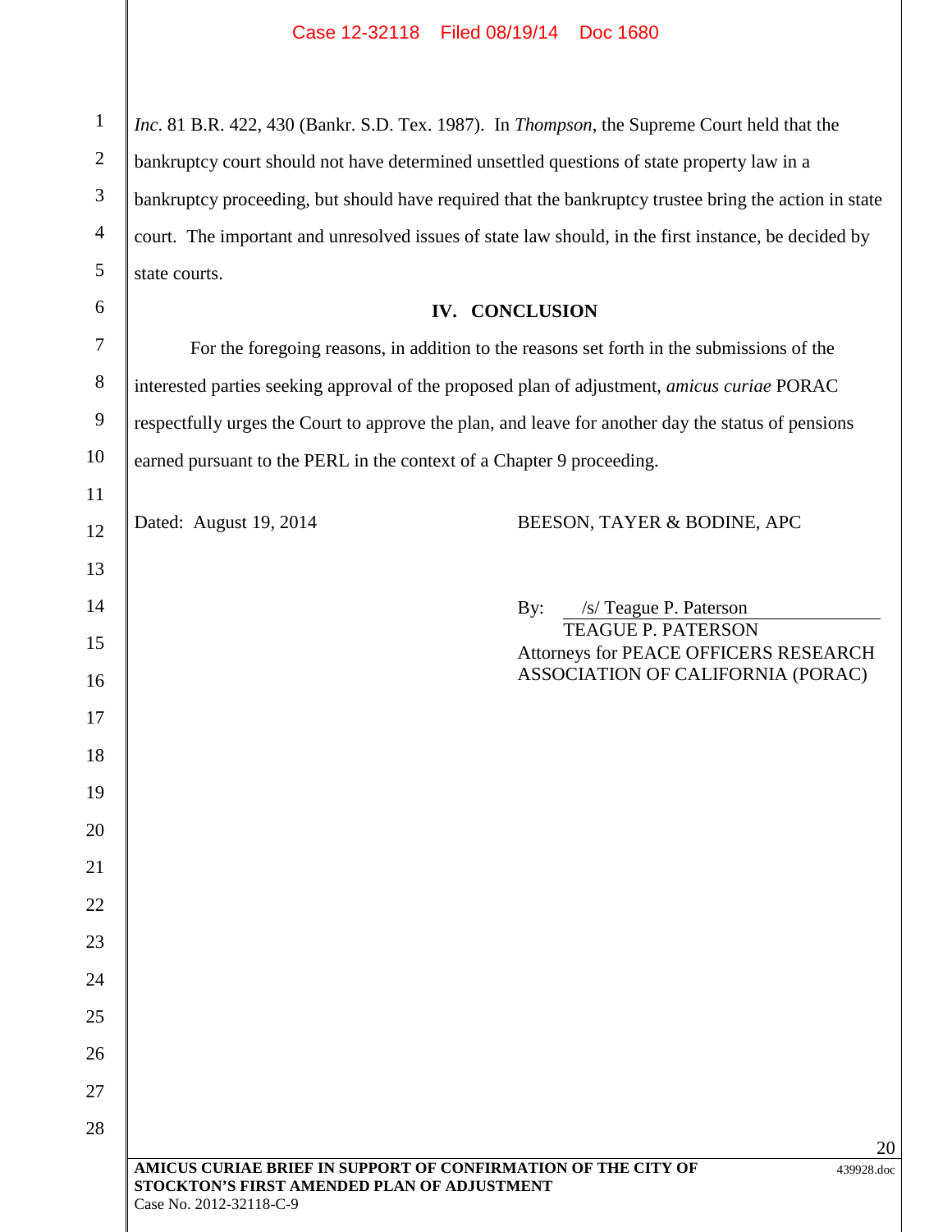*Inc*. 81 B.R. 422, 430 (Bankr. S.D. Tex. 1987). In *Thompson*, the Supreme Court held that the bankruptcy court should not have determined unsettled questions of state property law in a bankruptcy proceeding, but should have required that the bankruptcy trustee bring the action in state court. The important and unresolved issues of state law should, in the first instance, be decided by state courts.

## IV. CONCLUSION

For the foregoing reasons, in addition to the reasons set forth in the submissions of the interested parties seeking approval of the proposed plan of adjustment, *amicus curiae* PORAC respectfully urges the Court to approve the plan, and leave for another day the status of pensions earned pursuant to the PERL in the context of a Chapter 9 proceeding.

Dated: August 19, 2014

BEESON, TAYER & BODINE, APC

By: /s/ Teague P. Paterson
TEAGUE P. PATERSON
Attorneys for PEACE OFFICERS RESEARCH ASSOCIATION OF CALIFORNIA (PORAC)